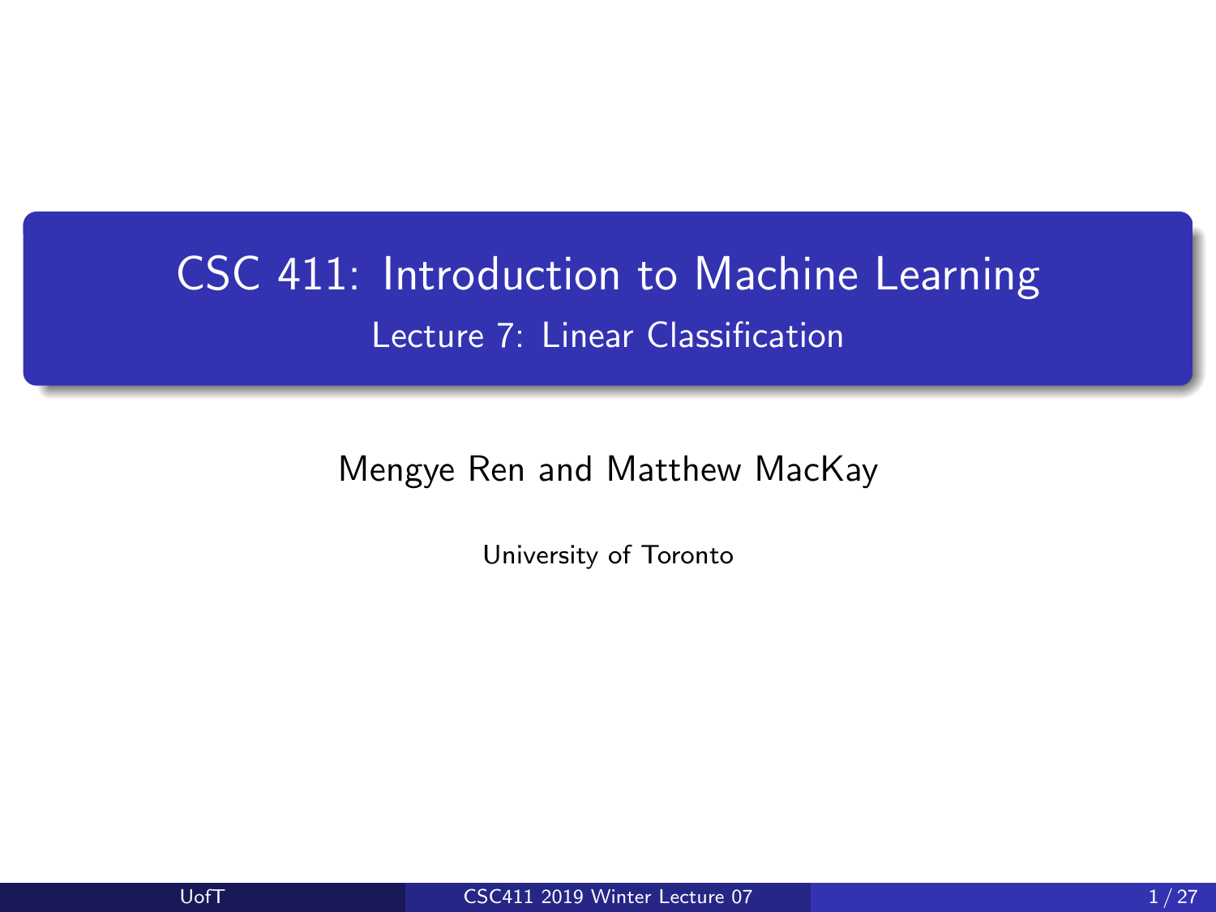# CSC 411: Introduction to Machine Learning

## Lecture 7: Linear Classification

Mengye Ren and Matthew MacKay

University of Toronto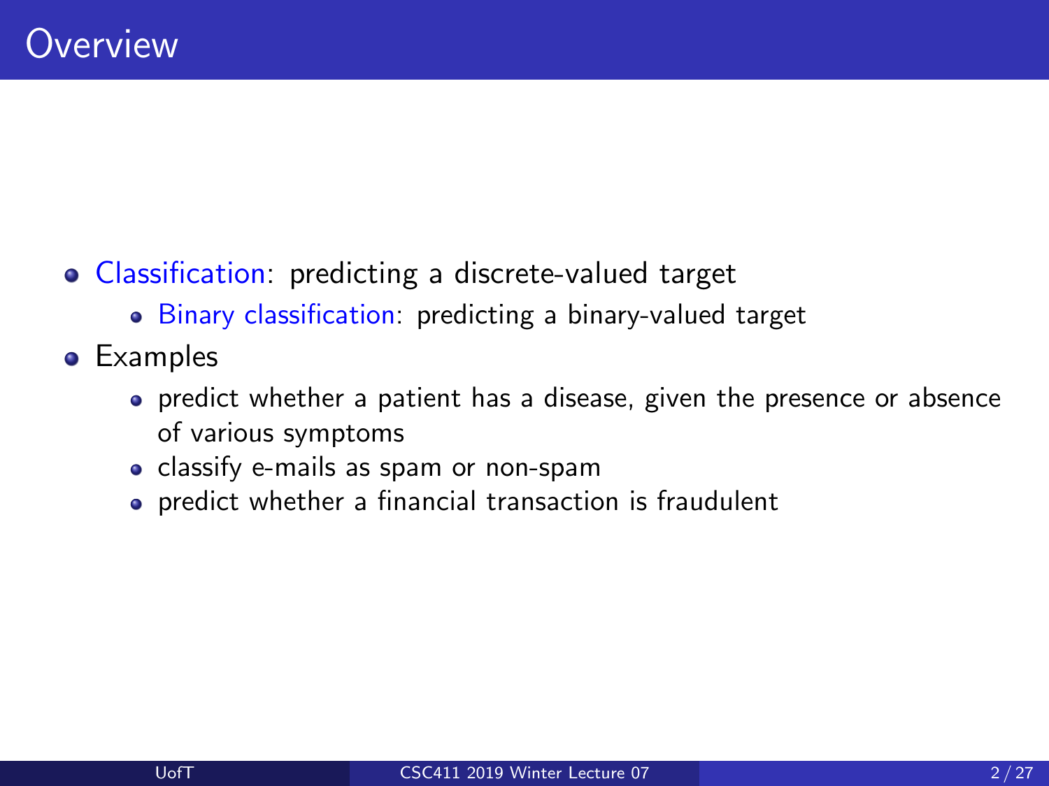# Overview

- Classification: predicting a discrete-valued target
    - Binary classification: predicting a binary-valued target
- Examples
    - predict whether a patient has a disease, given the presence or absence of various symptoms
    - classify e-mails as spam or non-spam
    - predict whether a financial transaction is fraudulent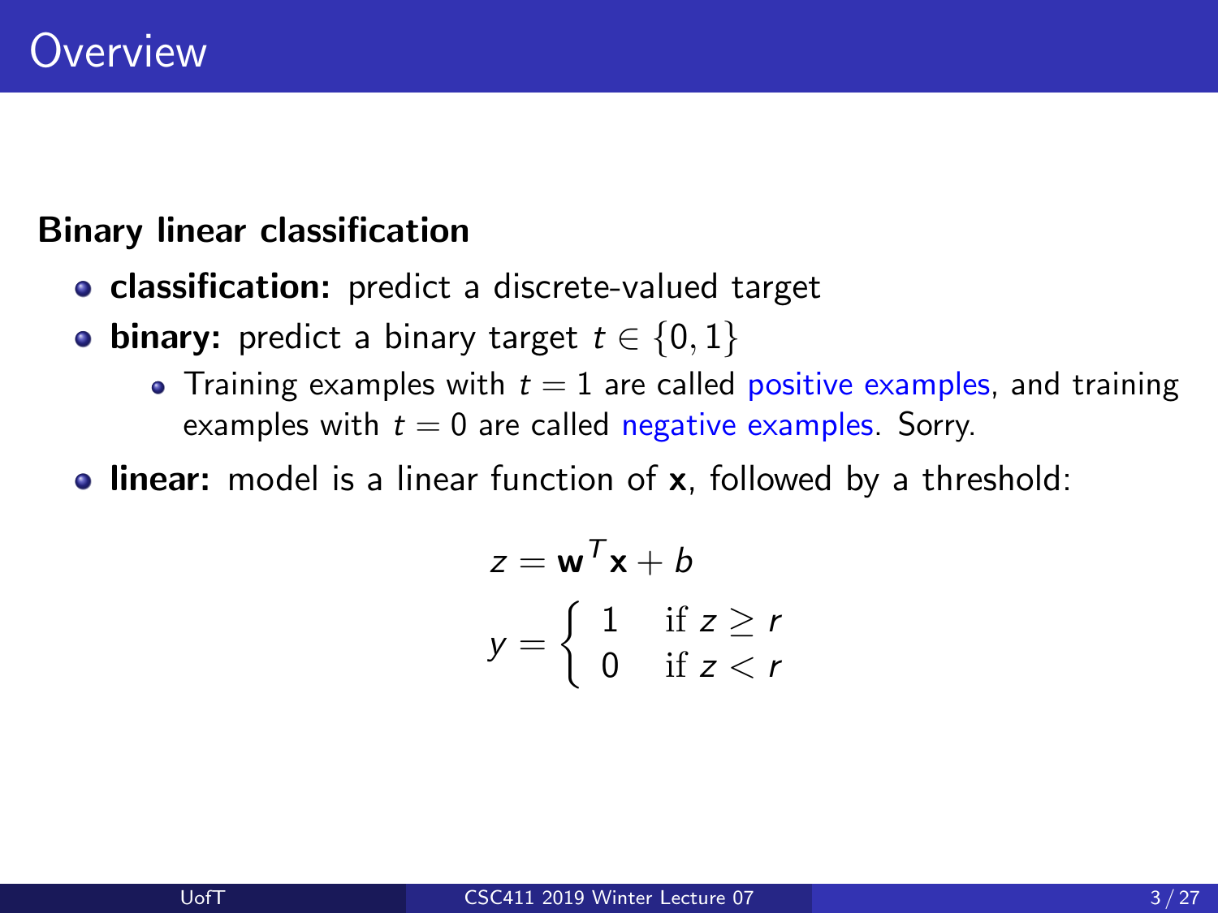# Overview

**Binary linear classification**

- **classification:** predict a discrete-valued target
- **binary:** predict a binary target $t \in \{0, 1\}$
  - Training examples with $t = 1$ are called positive examples, and training examples with $t = 0$ are called negative examples. Sorry.
- **linear:** model is a linear function of $\mathbf{x}$, followed by a threshold:

$$z = \mathbf{w}^T \mathbf{x} + b$$

$$y = \begin{cases} 1 & \text{if } z \geq r \\ 0 & \text{if } z < r \end{cases}$$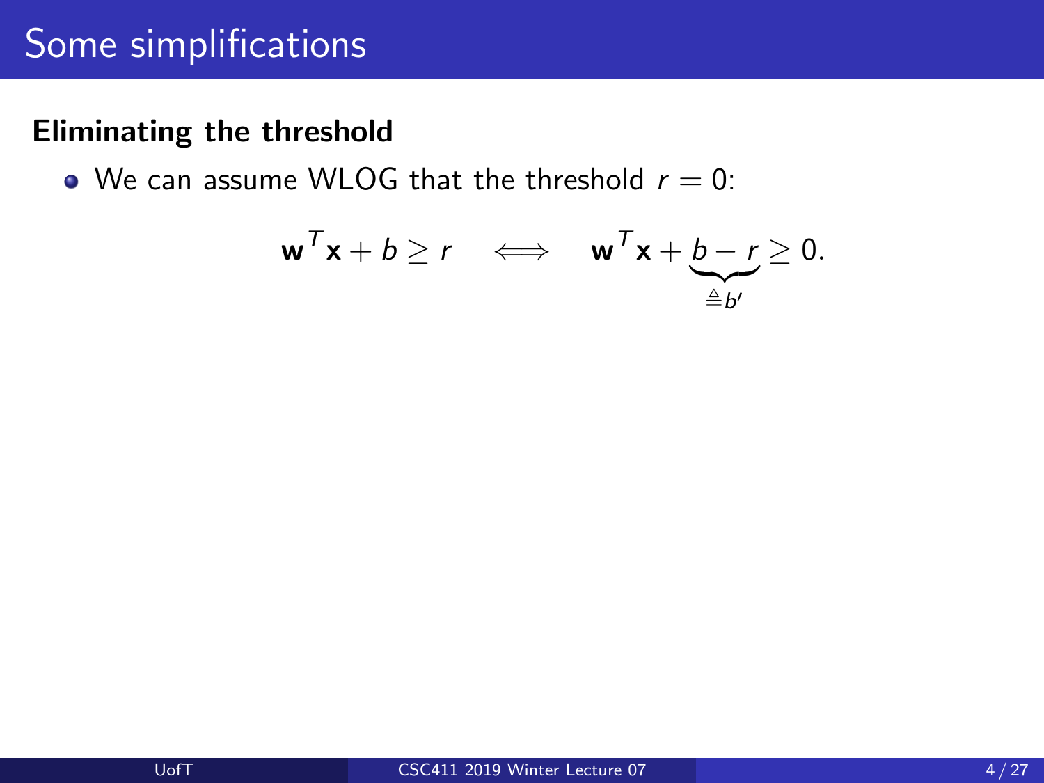# Some simplifications

**Eliminating the threshold**

- We can assume WLOG that the threshold $r = 0$:

$$\mathbf{w}^T\mathbf{x} + b \geq r \quad \Longleftrightarrow \quad \mathbf{w}^T\mathbf{x} + \underbrace{b - r}_{\triangleq b'} \geq 0.$$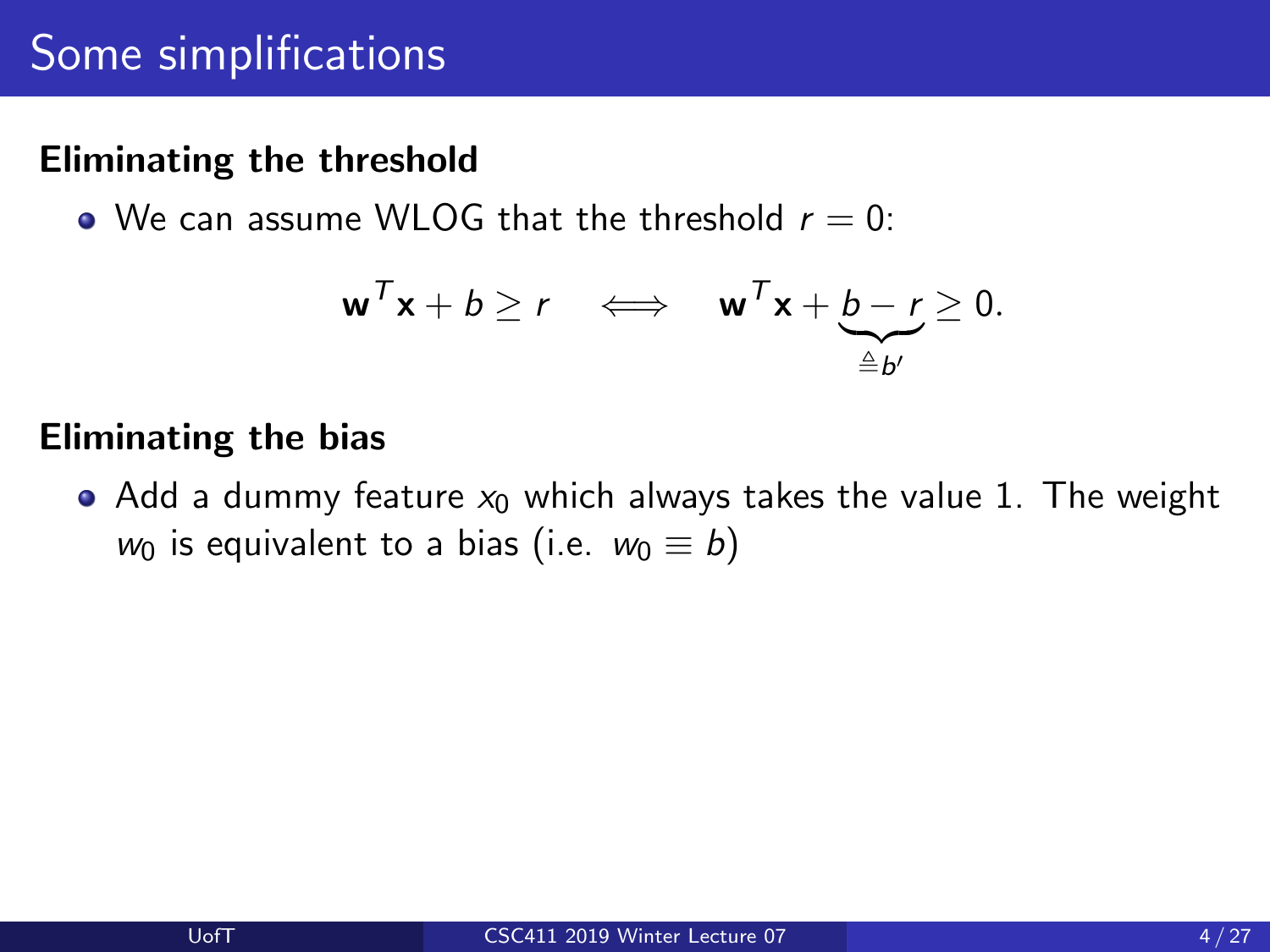# Some simplifications

**Eliminating the threshold**

- We can assume WLOG that the threshold $r = 0$:

$$\mathbf{w}^T \mathbf{x} + b \geq r \quad \Longleftrightarrow \quad \mathbf{w}^T \mathbf{x} + \underbrace{b - r}_{\triangleq b'} \geq 0.$$

**Eliminating the bias**

- Add a dummy feature $x_0$ which always takes the value 1. The weight $w_0$ is equivalent to a bias (i.e. $w_0 \equiv b$)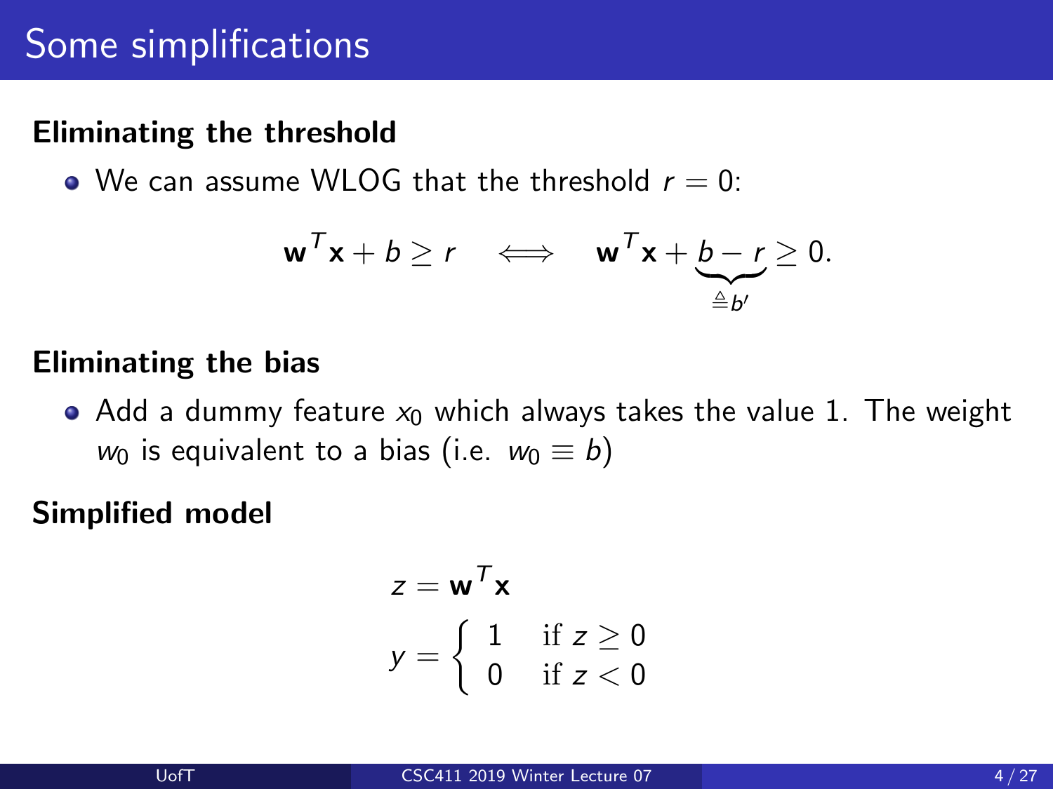# Some simplifications

**Eliminating the threshold**

- We can assume WLOG that the threshold $r = 0$:

$$\mathbf{w}^T\mathbf{x} + b \geq r \quad \Longleftrightarrow \quad \mathbf{w}^T\mathbf{x} + \underbrace{b - r}_{\triangleq b'} \geq 0.$$

**Eliminating the bias**

- Add a dummy feature $x_0$ which always takes the value 1. The weight $w_0$ is equivalent to a bias (i.e. $w_0 \equiv b$)

**Simplified model**

$$z = \mathbf{w}^T\mathbf{x}$$

$$y = \begin{cases} 1 & \text{if } z \geq 0 \\ 0 & \text{if } z < 0 \end{cases}$$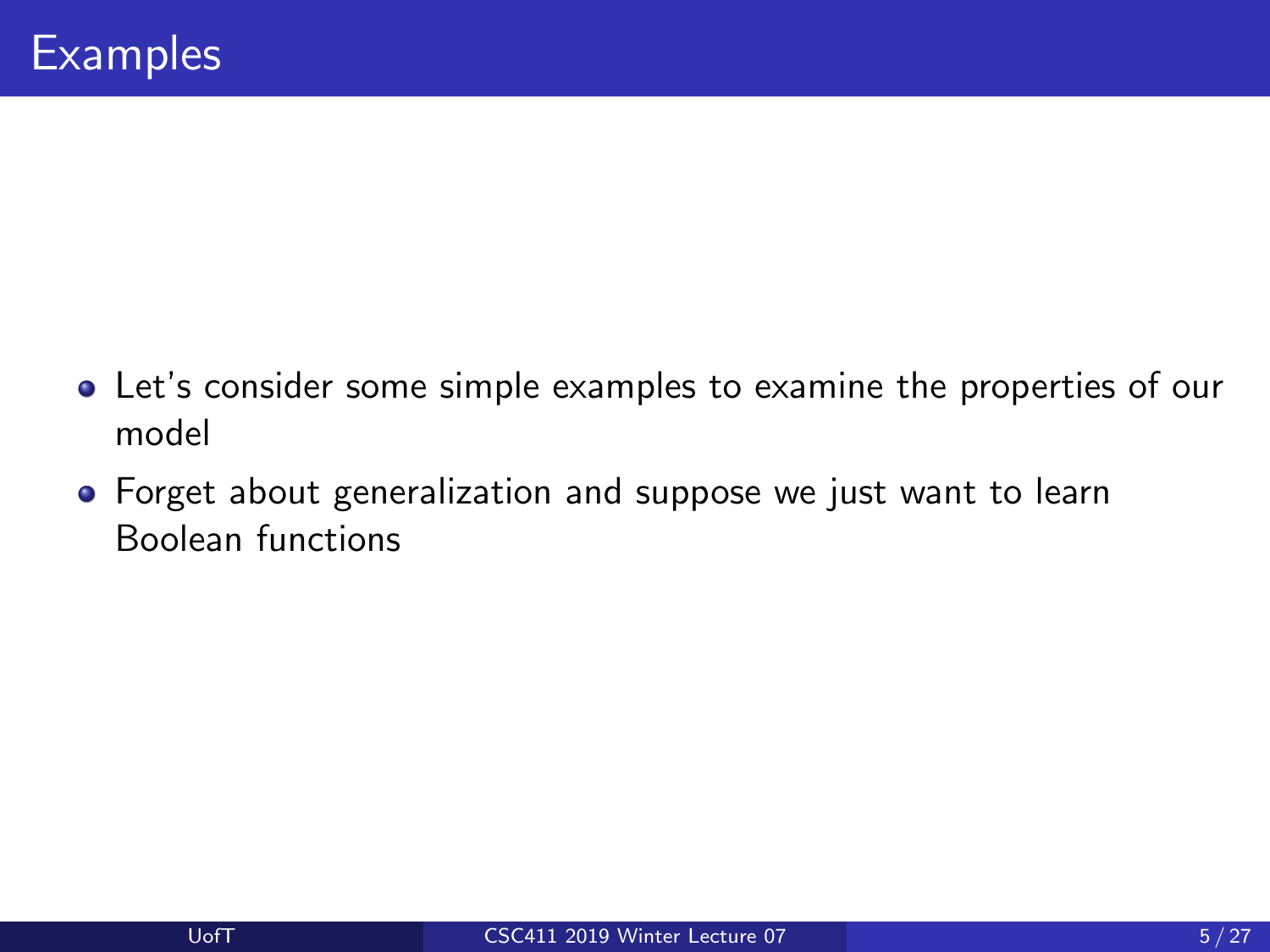# Examples

- Let's consider some simple examples to examine the properties of our model
- Forget about generalization and suppose we just want to learn Boolean functions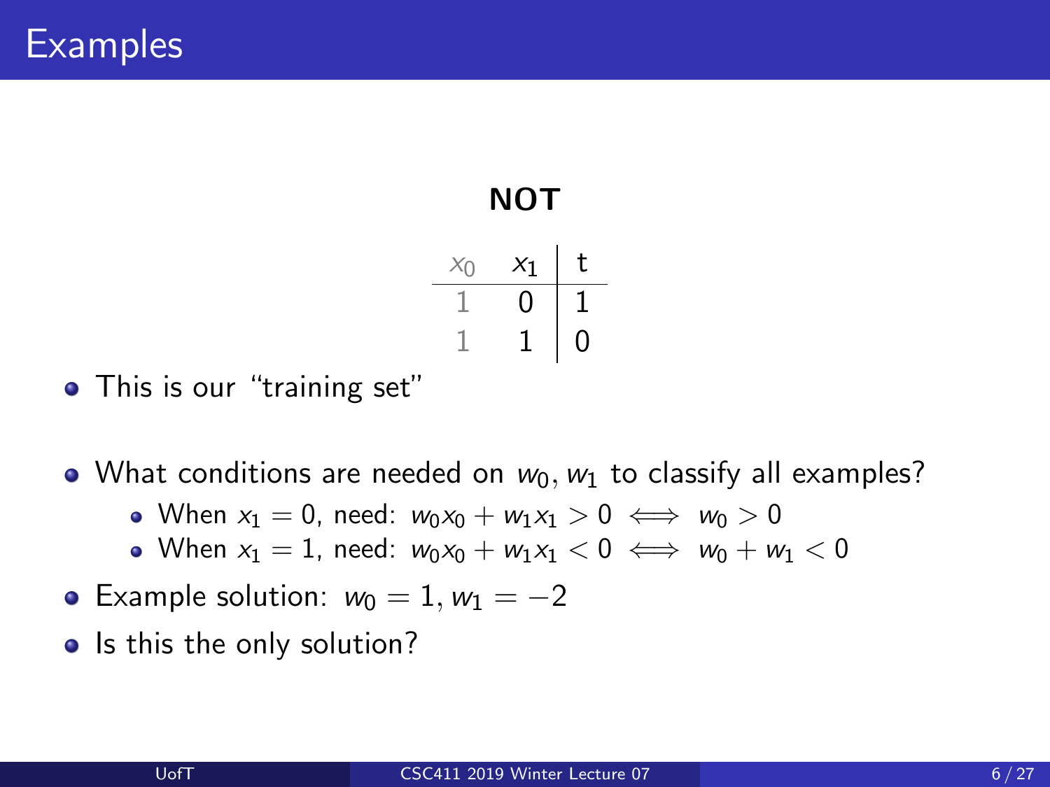# Examples

**NOT**

| $x_0$ | $x_1$ | t |
|---|---|---|
| 1 | 0 | 1 |
| 1 | 1 | 0 |

- This is our "training set"
- What conditions are needed on $w_0, w_1$ to classify all examples?
  - When $x_1 = 0$, need: $w_0 x_0 + w_1 x_1 > 0 \iff w_0 > 0$
  - When $x_1 = 1$, need: $w_0 x_0 + w_1 x_1 < 0 \iff w_0 + w_1 < 0$
- Example solution: $w_0 = 1, w_1 = -2$
- Is this the only solution?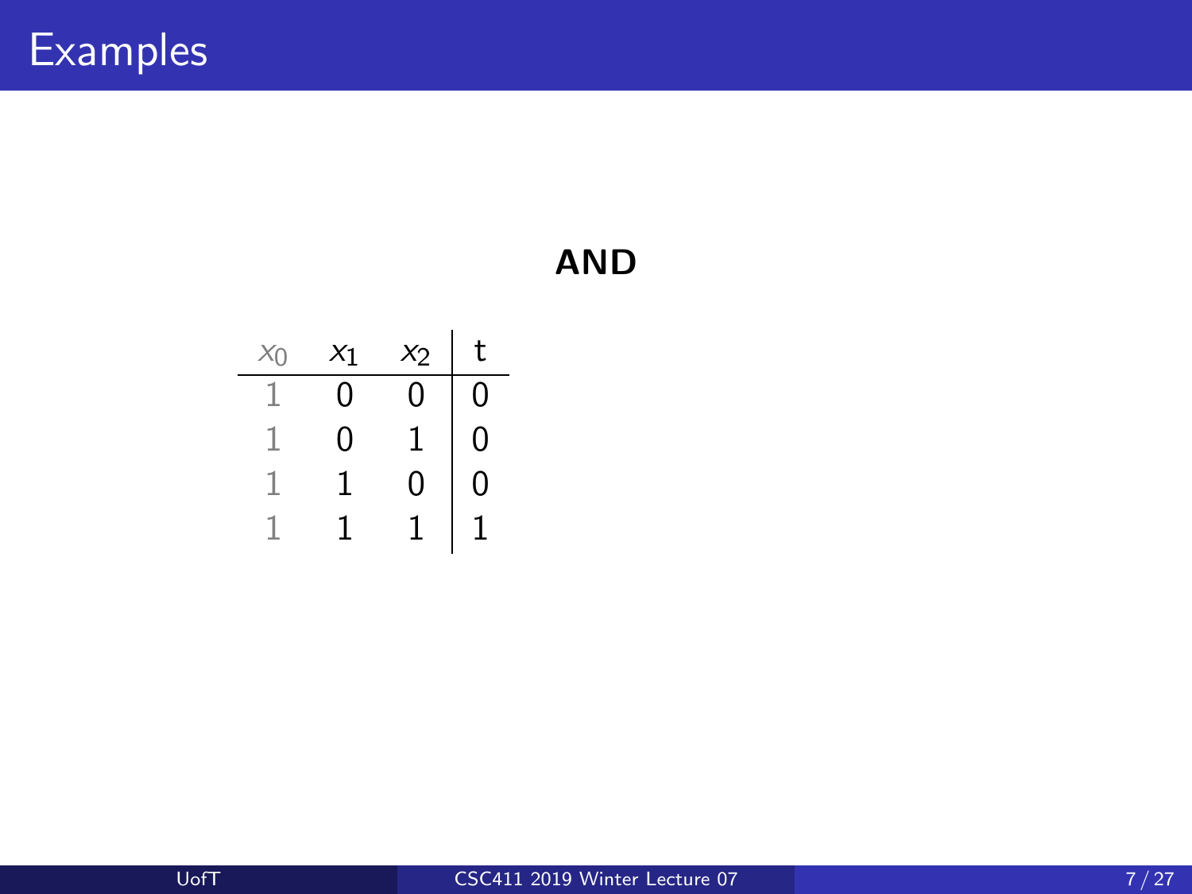# Examples

**AND**

| $x_0$ | $x_1$ | $x_2$ | t |
|---|---|---|---|
| 1 | 0 | 0 | 0 |
| 1 | 0 | 1 | 0 |
| 1 | 1 | 0 | 0 |
| 1 | 1 | 1 | 1 |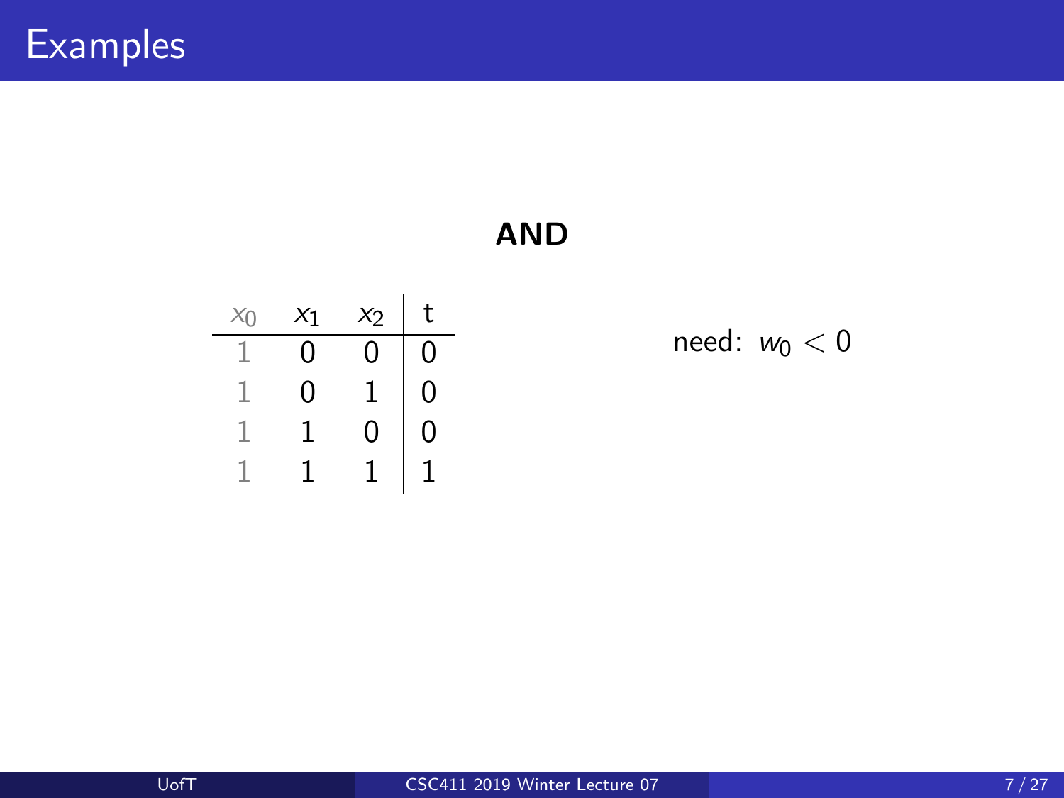# Examples

**AND**

| $x_0$ | $x_1$ | $x_2$ | t |
|---|---|---|---|
| 1 | 0 | 0 | 0 |
| 1 | 0 | 1 | 0 |
| 1 | 1 | 0 | 0 |
| 1 | 1 | 1 | 1 |

need: $w_0 < 0$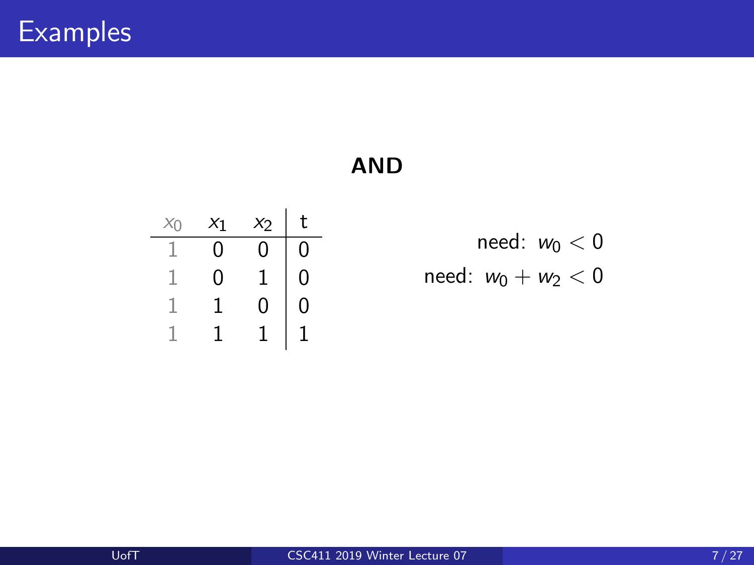# Examples

**AND**

| $x_0$ | $x_1$ | $x_2$ | t |
|---|---|---|---|
| 1 | 0 | 0 | 0 |
| 1 | 0 | 1 | 0 |
| 1 | 1 | 0 | 0 |
| 1 | 1 | 1 | 1 |

need: $w_0 < 0$

need: $w_0 + w_2 < 0$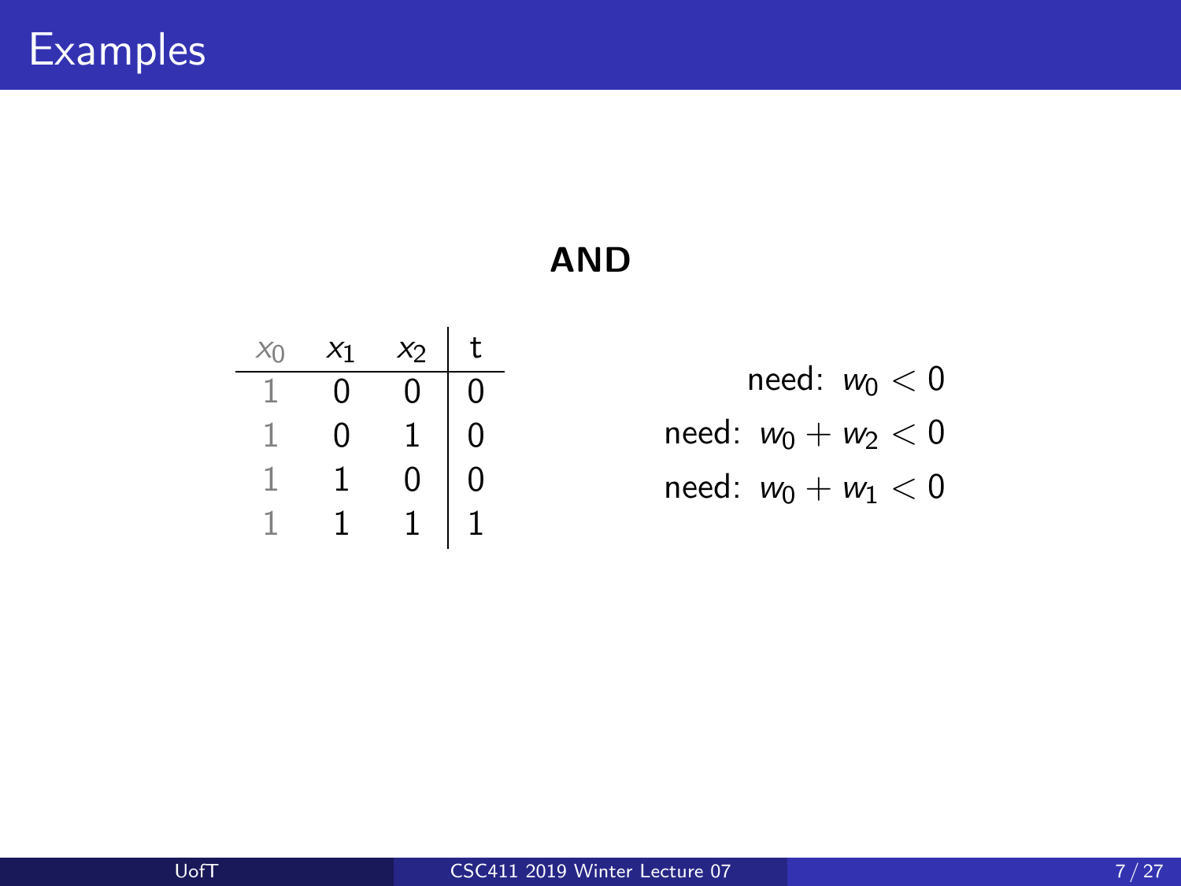# Examples

**AND**

| $x_0$ | $x_1$ | $x_2$ | t |
|---|---|---|---|
| 1 | 0 | 0 | 0 |
| 1 | 0 | 1 | 0 |
| 1 | 1 | 0 | 0 |
| 1 | 1 | 1 | 1 |

need: $w_0 < 0$

need: $w_0 + w_2 < 0$

need: $w_0 + w_1 < 0$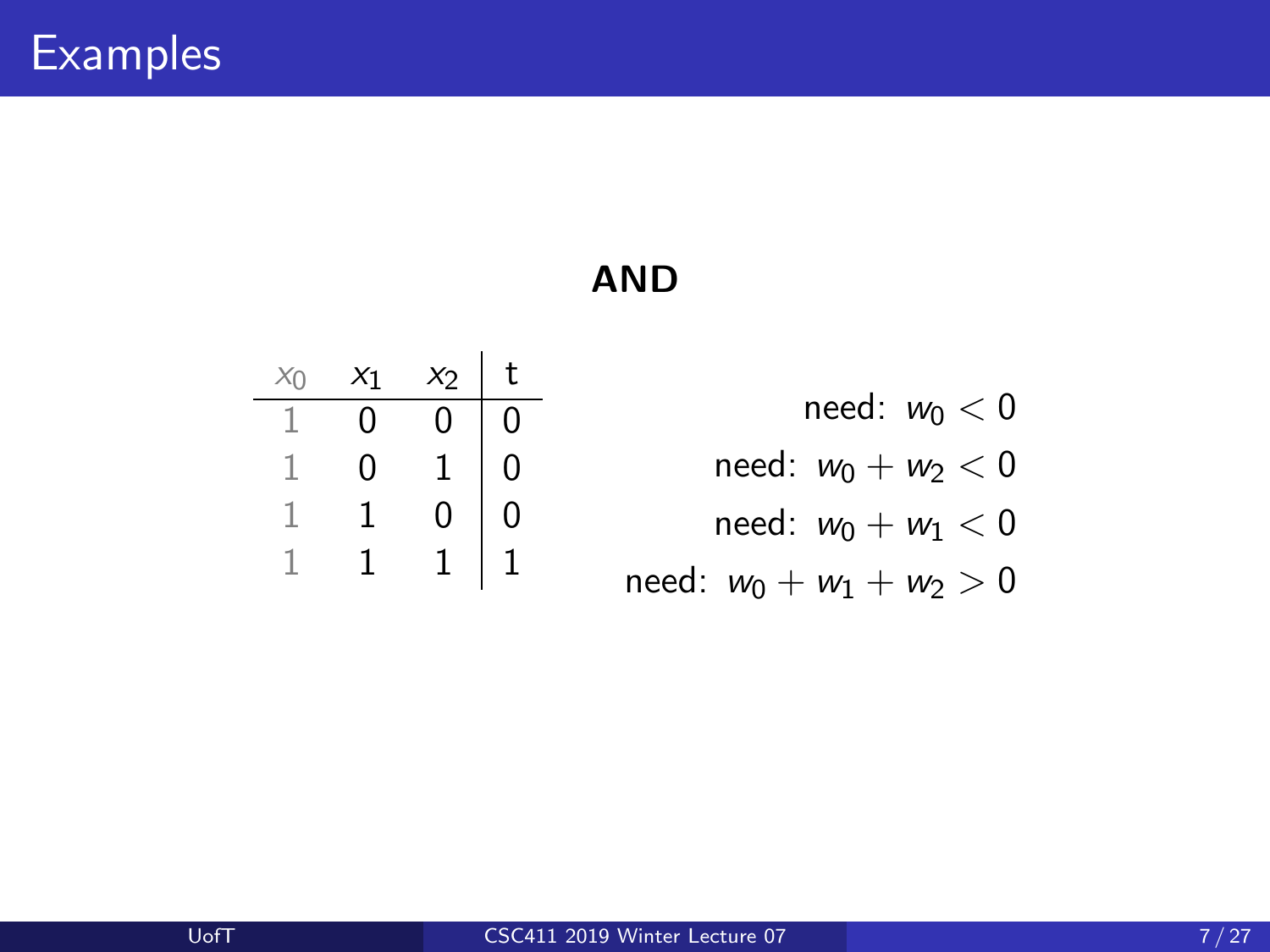# Examples

**AND**

| $x_0$ | $x_1$ | $x_2$ | t |
|---|---|---|---|
| 1 | 0 | 0 | 0 |
| 1 | 0 | 1 | 0 |
| 1 | 1 | 0 | 0 |
| 1 | 1 | 1 | 1 |

need: $w_0 < 0$

need: $w_0 + w_2 < 0$

need: $w_0 + w_1 < 0$

need: $w_0 + w_1 + w_2 > 0$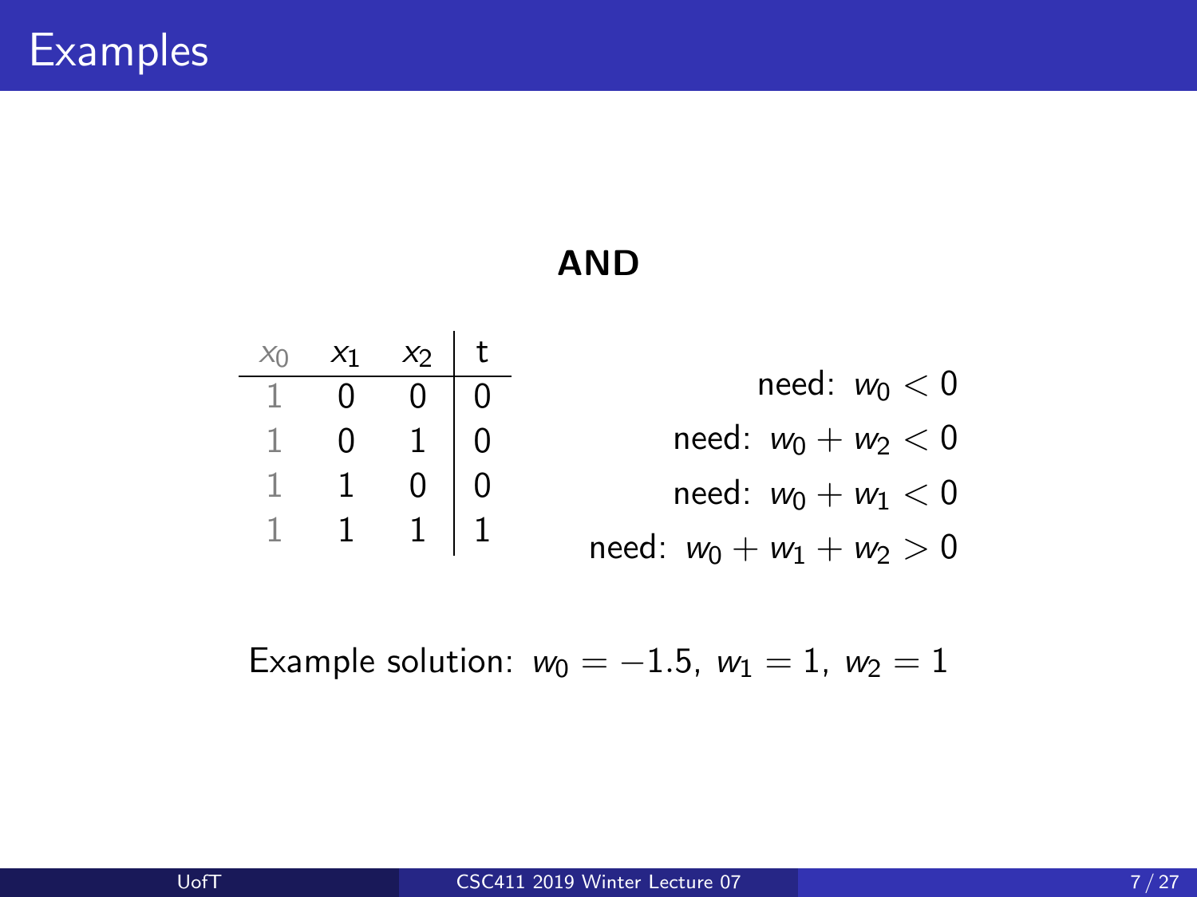# Examples

**AND**

| $x_0$ | $x_1$ | $x_2$ | t |
|---|---|---|---|
| 1 | 0 | 0 | 0 |
| 1 | 0 | 1 | 0 |
| 1 | 1 | 0 | 0 |
| 1 | 1 | 1 | 1 |

need: $w_0 < 0$

need: $w_0 + w_2 < 0$

need: $w_0 + w_1 < 0$

need: $w_0 + w_1 + w_2 > 0$

Example solution: $w_0 = -1.5$, $w_1 = 1$, $w_2 = 1$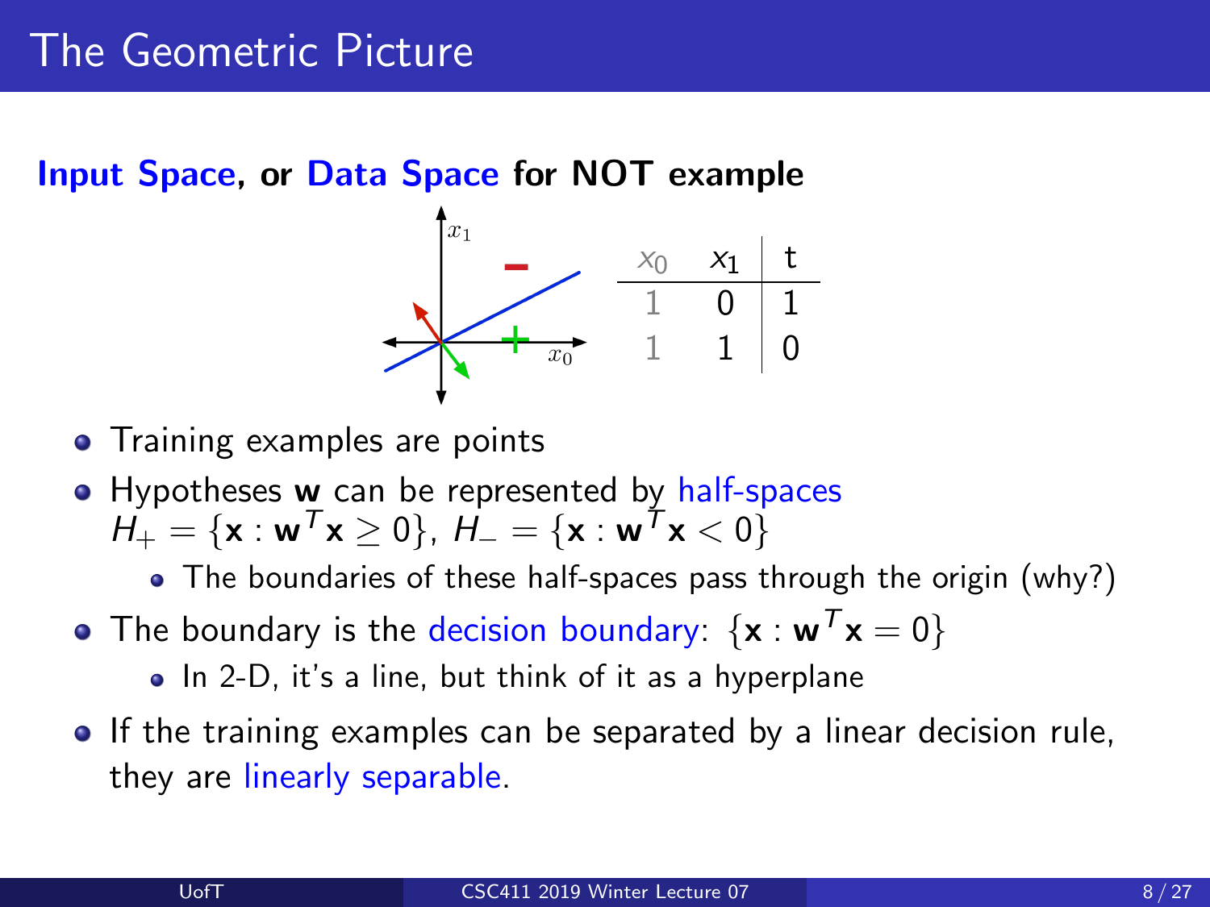# The Geometric Picture

**Input Space, or Data Space for NOT example**

| $x_0$ | $x_1$ | t |
|---|---|---|
| 1 | 0 | 1 |
| 1 | 1 | 0 |

- Training examples are points
- Hypotheses $\mathbf{w}$ can be represented by half-spaces $H_+ = \{\mathbf{x} : \mathbf{w}^T\mathbf{x} \geq 0\}$, $H_- = \{\mathbf{x} : \mathbf{w}^T\mathbf{x} < 0\}$
  - The boundaries of these half-spaces pass through the origin (why?)
- The boundary is the decision boundary: $\{\mathbf{x} : \mathbf{w}^T\mathbf{x} = 0\}$
  - In 2-D, it's a line, but think of it as a hyperplane
- If the training examples can be separated by a linear decision rule, they are linearly separable.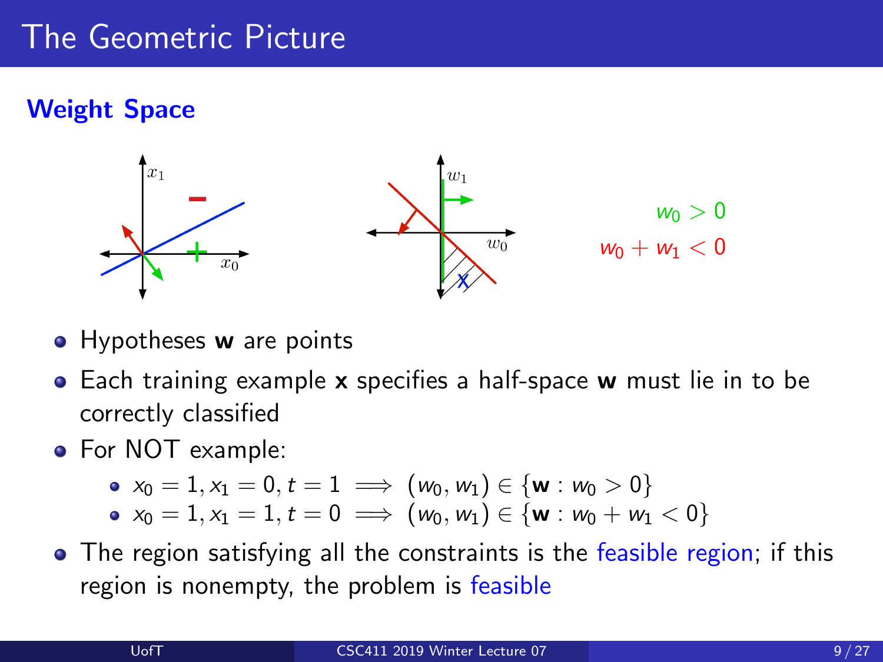# The Geometric Picture

## Weight Space

$w_0 > 0$

$w_0 + w_1 < 0$

- Hypotheses **w** are points
- Each training example **x** specifies a half-space **w** must lie in to be correctly classified
- For NOT example:
  - $x_0 = 1, x_1 = 0, t = 1 \implies (w_0, w_1) \in \{\mathbf{w} : w_0 > 0\}$
  - $x_0 = 1, x_1 = 1, t = 0 \implies (w_0, w_1) \in \{\mathbf{w} : w_0 + w_1 < 0\}$
- The region satisfying all the constraints is the feasible region; if this region is nonempty, the problem is feasible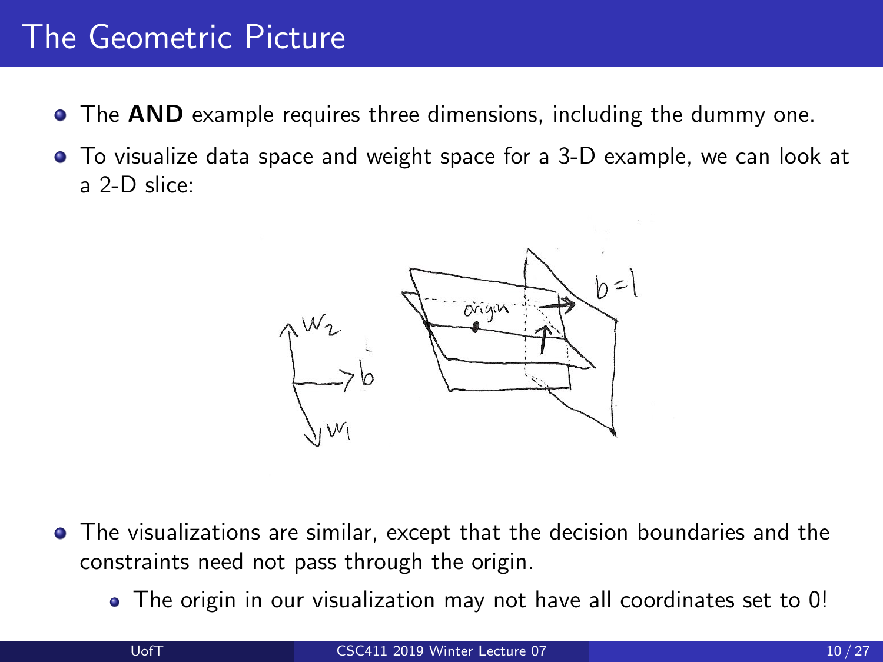# The Geometric Picture

- The **AND** example requires three dimensions, including the dummy one.
- To visualize data space and weight space for a 3-D example, we can look at a 2-D slice:

- The visualizations are similar, except that the decision boundaries and the constraints need not pass through the origin.
  - The origin in our visualization may not have all coordinates set to 0!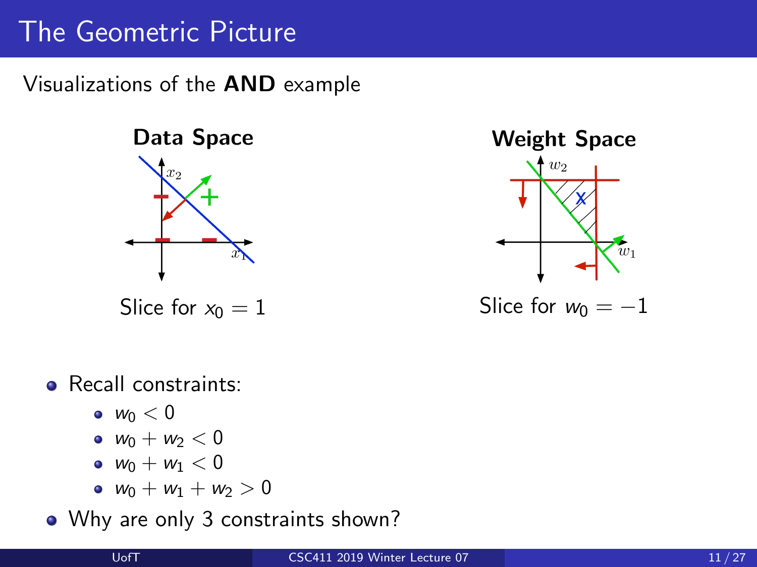# The Geometric Picture

Visualizations of the **AND** example

**Data Space**

Slice for $x_0 = 1$

**Weight Space**

Slice for $w_0 = -1$

- Recall constraints:
  - $w_0 < 0$
  - $w_0 + w_2 < 0$
  - $w_0 + w_1 < 0$
  - $w_0 + w_1 + w_2 > 0$
- Why are only 3 constraints shown?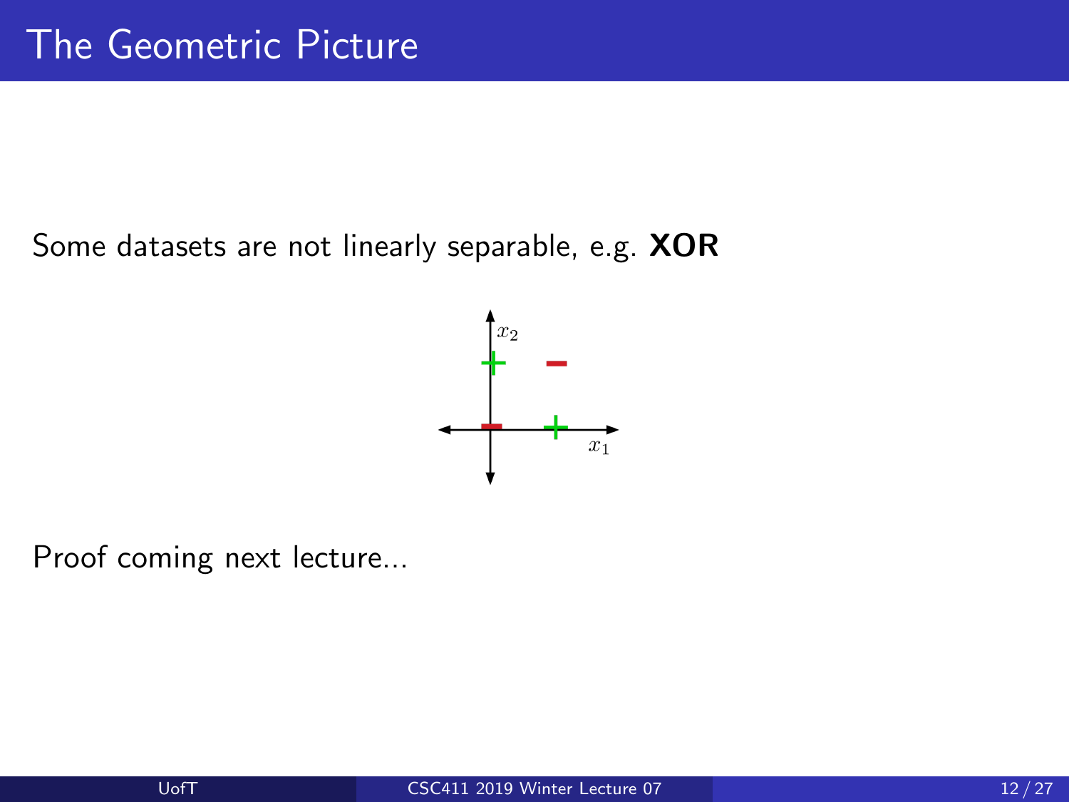# The Geometric Picture

Some datasets are not linearly separable, e.g. **XOR**

Proof coming next lecture...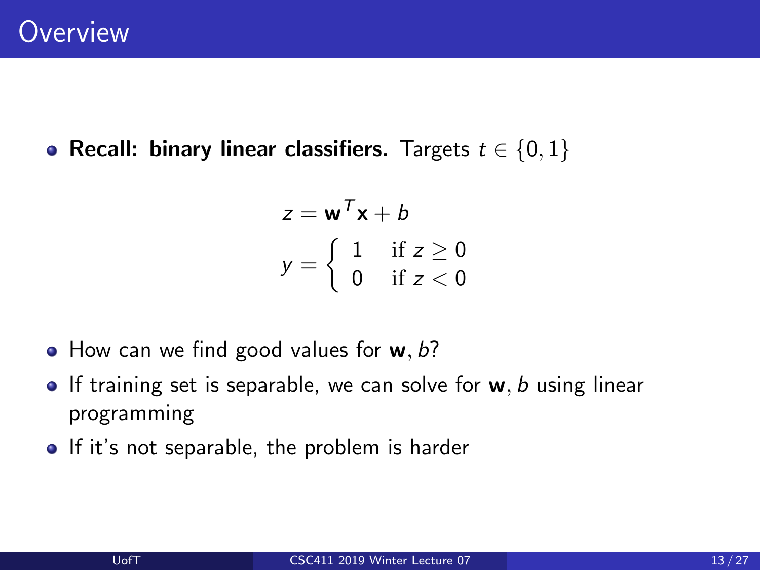# Overview

- **Recall: binary linear classifiers.** Targets $t \in \{0, 1\}$

$$z = \mathbf{w}^T \mathbf{x} + b$$

$$y = \begin{cases} 1 & \text{if } z \geq 0 \\ 0 & \text{if } z < 0 \end{cases}$$

- How can we find good values for $\mathbf{w}$, $b$?
- If training set is separable, we can solve for $\mathbf{w}$, $b$ using linear programming
- If it's not separable, the problem is harder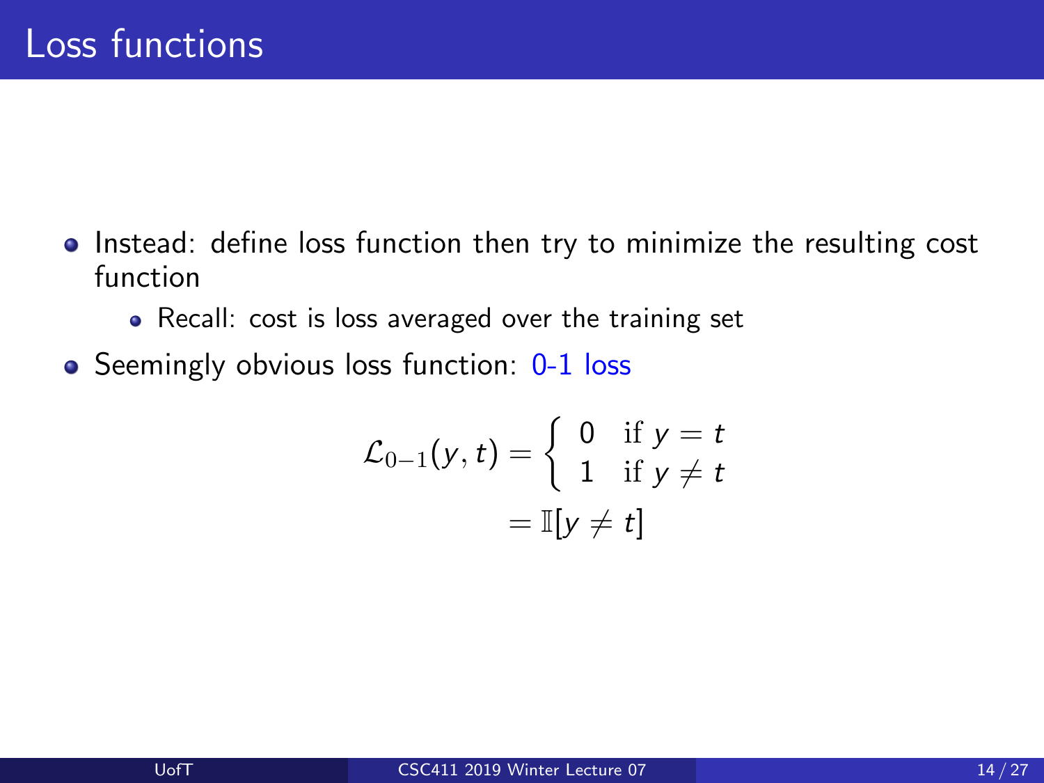# Loss functions

- Instead: define loss function then try to minimize the resulting cost function
  - Recall: cost is loss averaged over the training set
- Seemingly obvious loss function: 0-1 loss

$$
\begin{aligned}
\mathcal{L}_{0-1}(y, t) &= \begin{cases} 0 & \text{if } y = t \\ 1 & \text{if } y \neq t \end{cases} \\
&= \mathbb{I}[y \neq t]
\end{aligned}
$$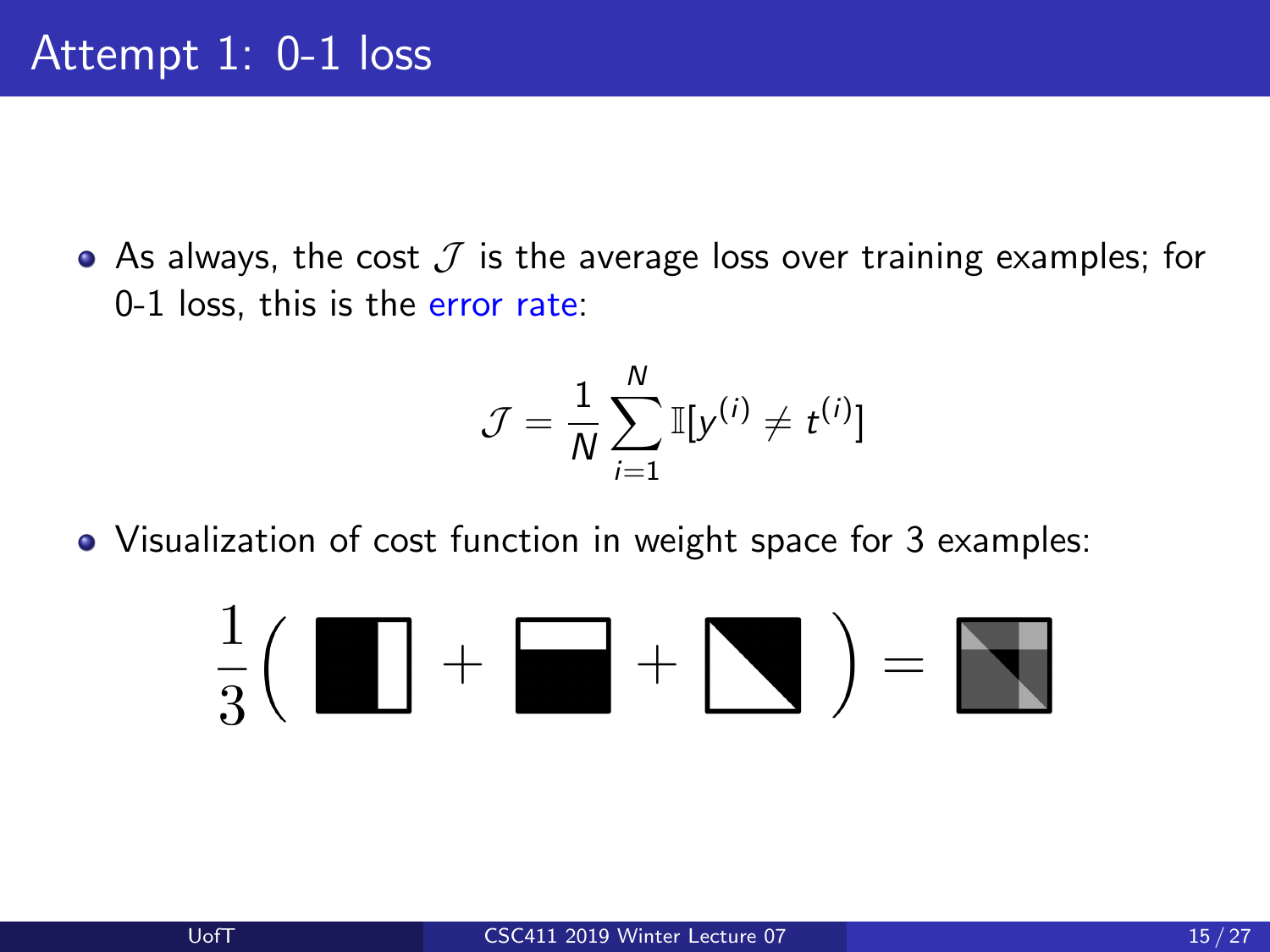# Attempt 1: 0-1 loss

- As always, the cost $\mathcal{J}$ is the average loss over training examples; for 0-1 loss, this is the error rate:

$$\mathcal{J} = \frac{1}{N} \sum_{i=1}^{N} \mathbb{I}[y^{(i)} \neq t^{(i)}]$$

- Visualization of cost function in weight space for 3 examples: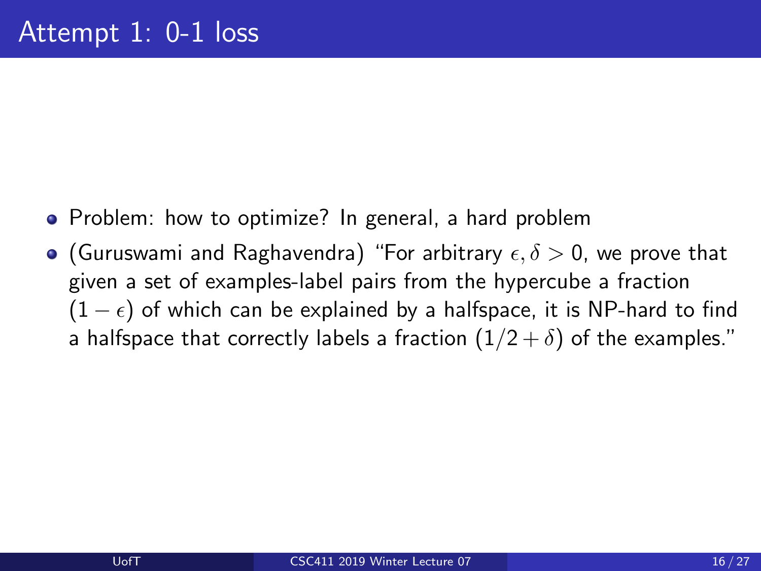# Attempt 1: 0-1 loss

- Problem: how to optimize? In general, a hard problem
- (Guruswami and Raghavendra) "For arbitrary $\epsilon, \delta > 0$, we prove that given a set of examples-label pairs from the hypercube a fraction $(1 - \epsilon)$ of which can be explained by a halfspace, it is NP-hard to find a halfspace that correctly labels a fraction $(1/2 + \delta)$ of the examples."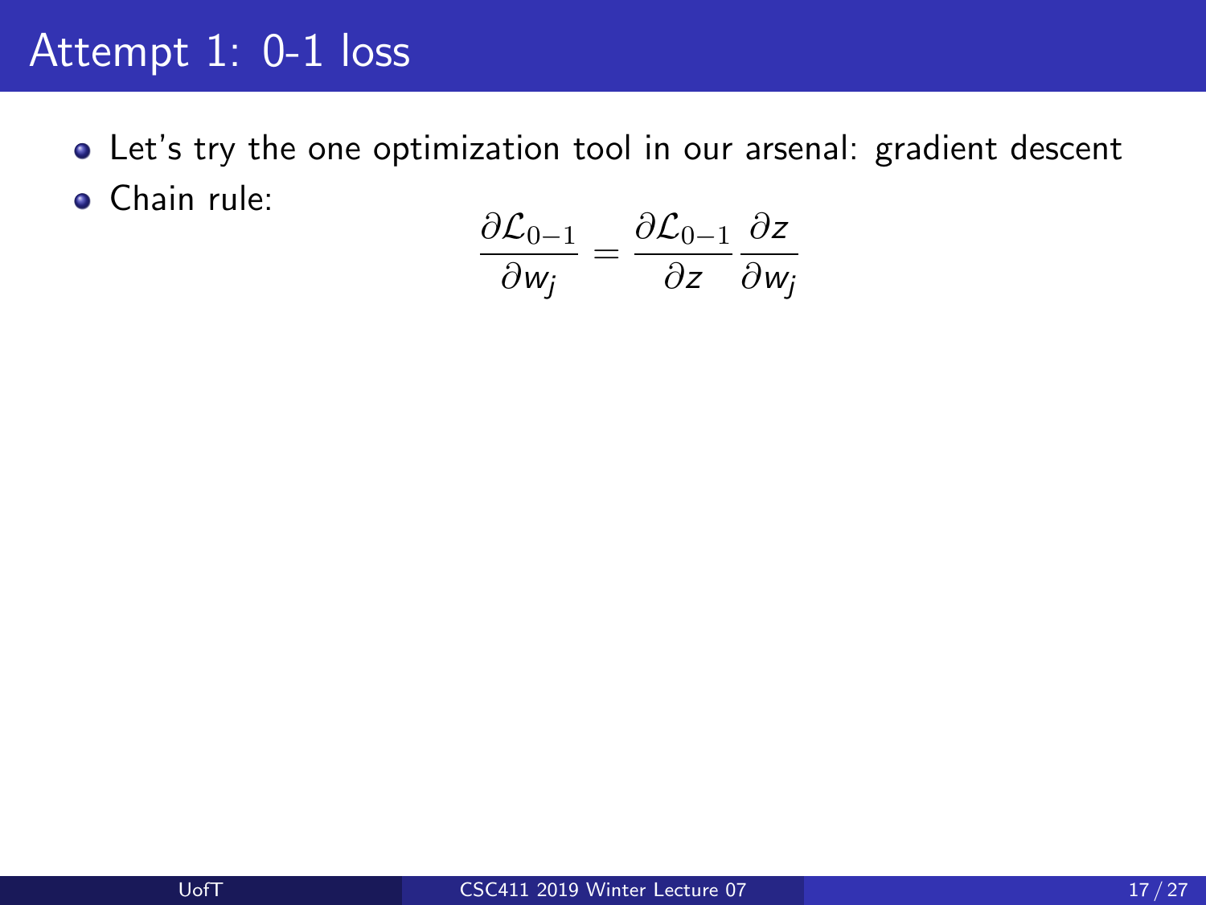# Attempt 1: 0-1 loss

- Let's try the one optimization tool in our arsenal: gradient descent
- Chain rule:

$$\frac{\partial \mathcal{L}_{0-1}}{\partial w_j} = \frac{\partial \mathcal{L}_{0-1}}{\partial z} \frac{\partial z}{\partial w_j}$$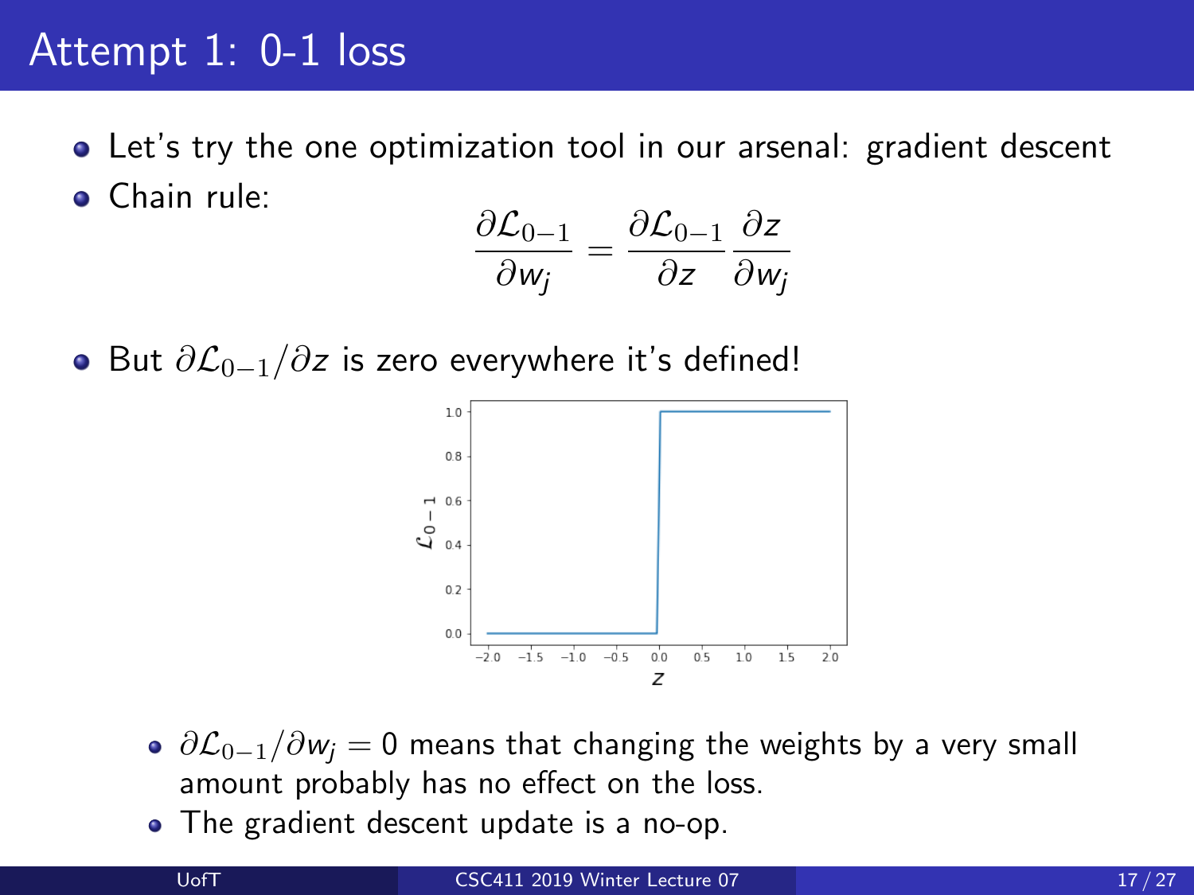# Attempt 1: 0-1 loss

- Let's try the one optimization tool in our arsenal: gradient descent
- Chain rule:

$$\frac{\partial \mathcal{L}_{0-1}}{\partial w_j} = \frac{\partial \mathcal{L}_{0-1}}{\partial z} \frac{\partial z}{\partial w_j}$$

- But $\partial \mathcal{L}_{0-1} / \partial z$ is zero everywhere it's defined!

  - $\partial \mathcal{L}_{0-1} / \partial w_j = 0$ means that changing the weights by a very small amount probably has no effect on the loss.
  - The gradient descent update is a no-op.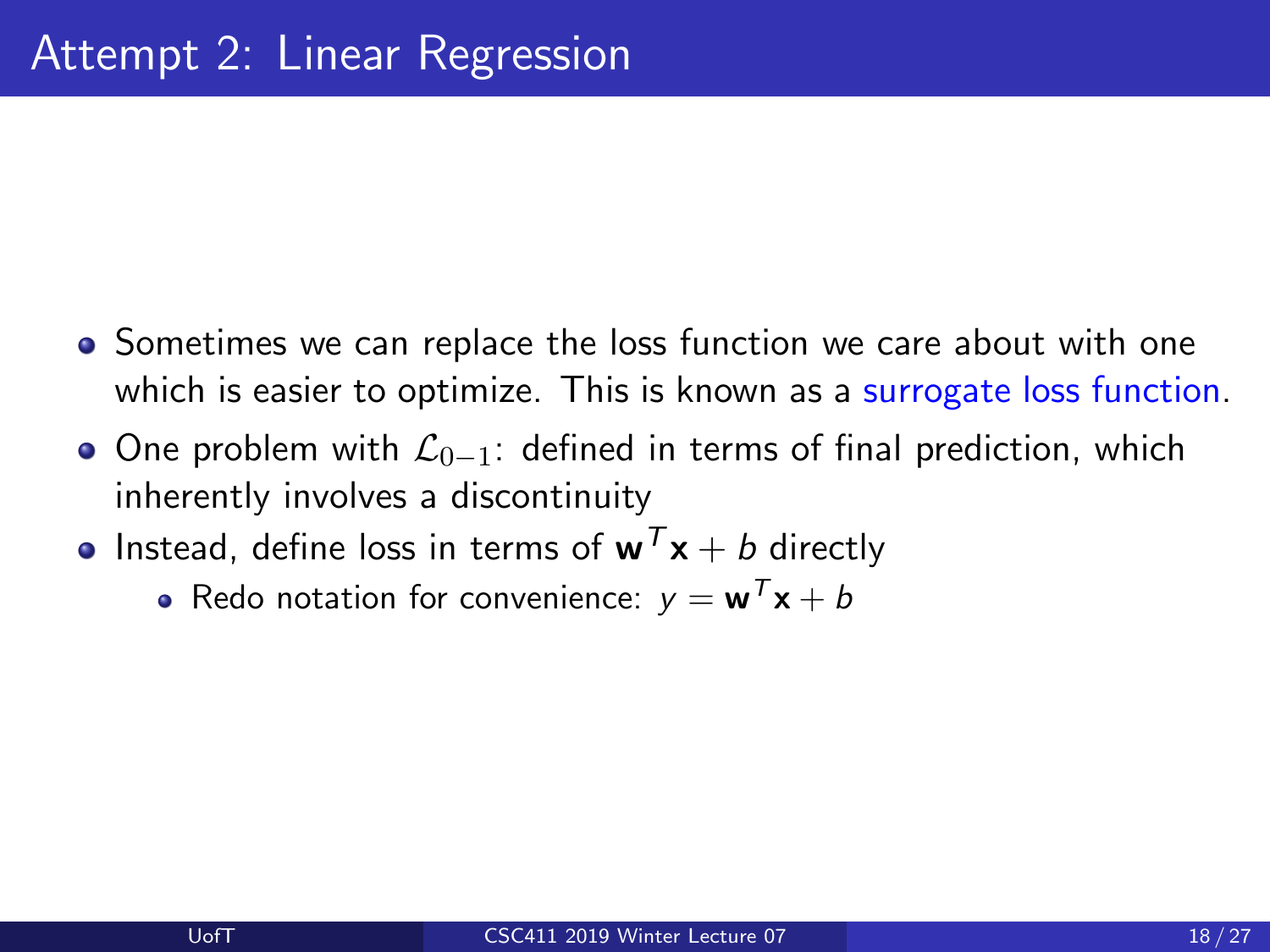# Attempt 2: Linear Regression

- Sometimes we can replace the loss function we care about with one which is easier to optimize. This is known as a surrogate loss function.
- One problem with $\mathcal{L}_{0-1}$: defined in terms of final prediction, which inherently involves a discontinuity
- Instead, define loss in terms of $\mathbf{w}^T\mathbf{x} + b$ directly
  - Redo notation for convenience: $y = \mathbf{w}^T\mathbf{x} + b$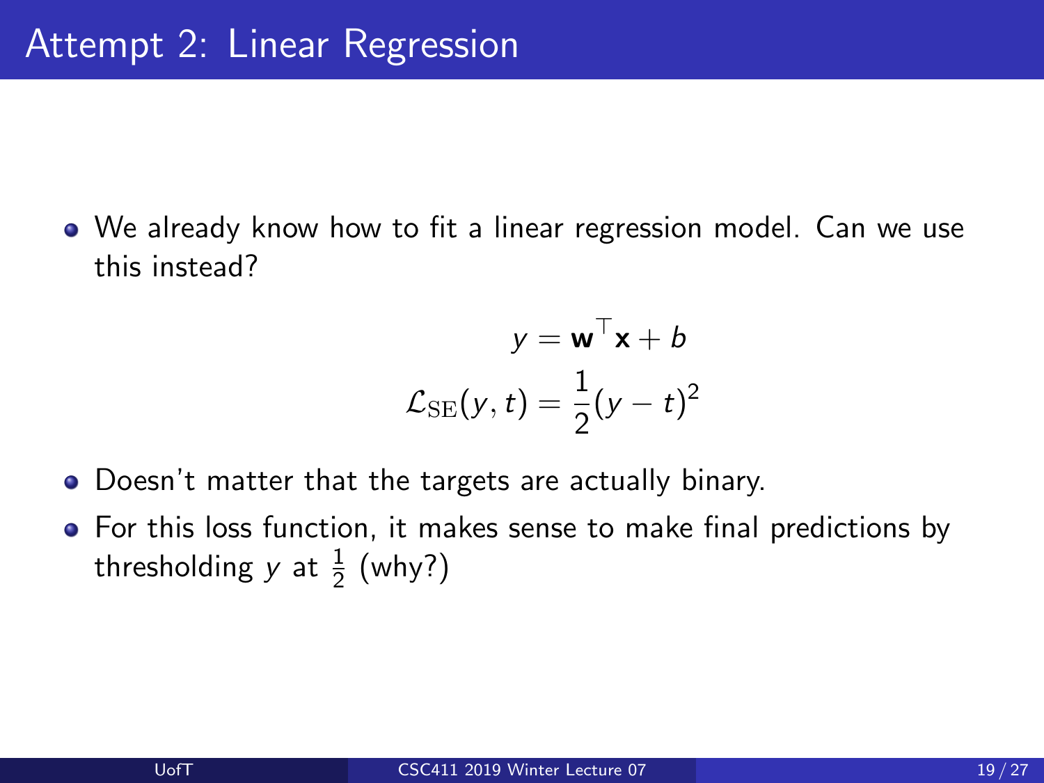# Attempt 2: Linear Regression

- We already know how to fit a linear regression model. Can we use this instead?

$$y = \mathbf{w}^\top \mathbf{x} + b$$
$$\mathcal{L}_{\mathrm{SE}}(y, t) = \frac{1}{2}(y - t)^2$$

- Doesn't matter that the targets are actually binary.
- For this loss function, it makes sense to make final predictions by thresholding $y$ at $\frac{1}{2}$ (why?)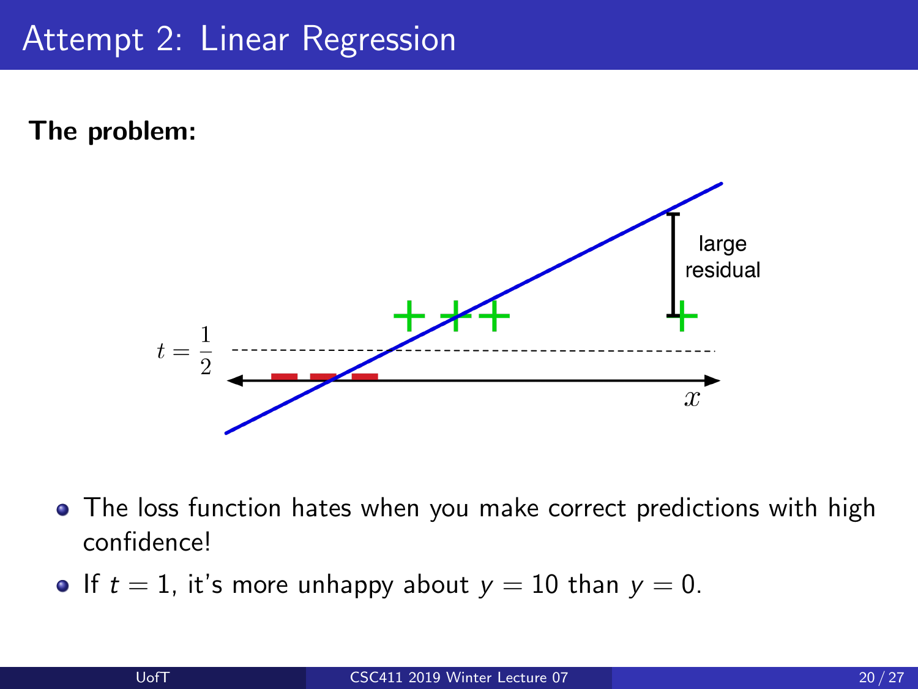# Attempt 2: Linear Regression

**The problem:**

- The loss function hates when you make correct predictions with high confidence!
- If $t = 1$, it's more unhappy about $y = 10$ than $y = 0$.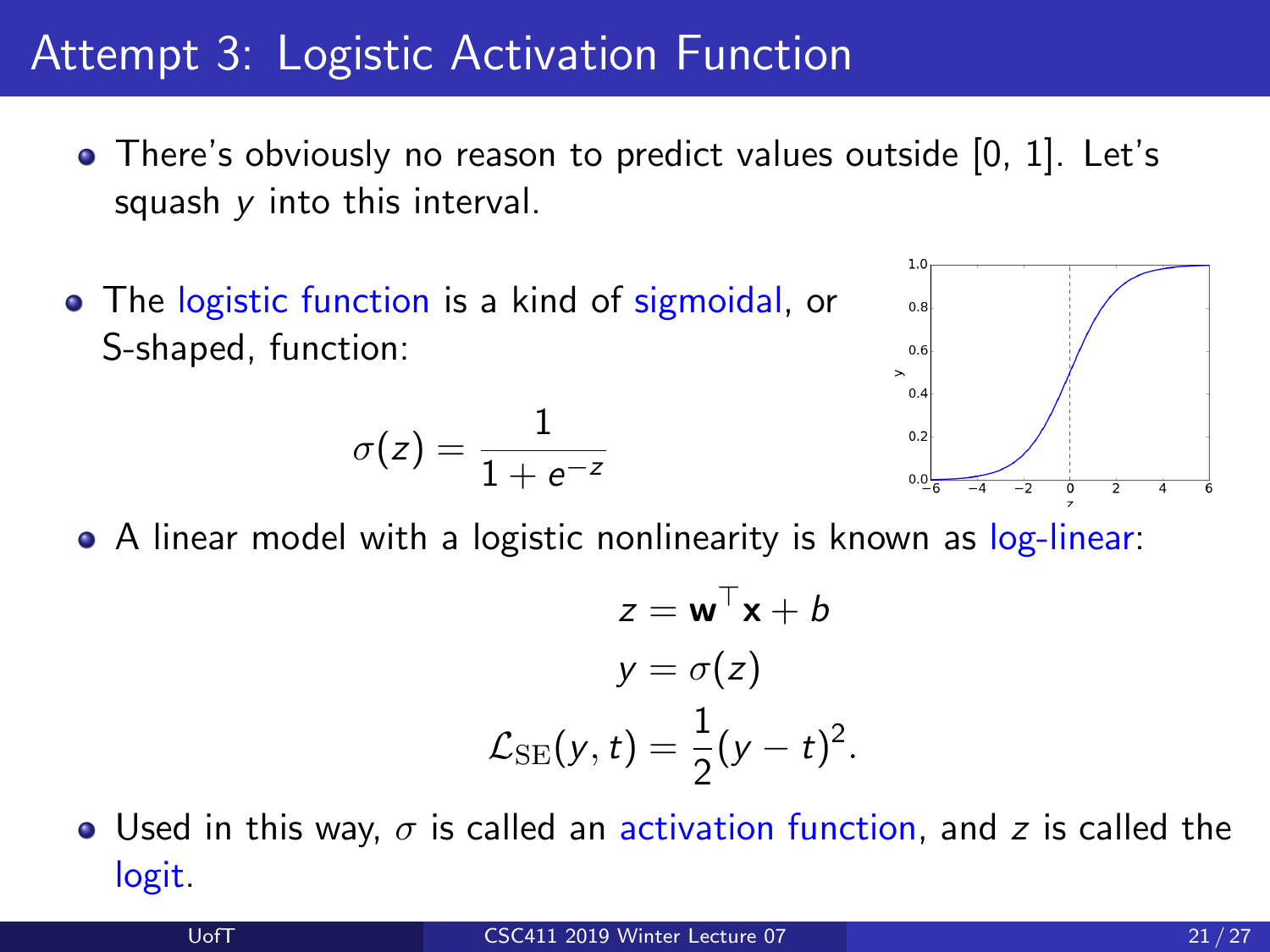# Attempt 3: Logistic Activation Function

- There's obviously no reason to predict values outside [0, 1]. Let's squash $y$ into this interval.

- The logistic function is a kind of sigmoidal, or S-shaped, function:

$$\sigma(z) = \frac{1}{1 + e^{-z}}$$

- A linear model with a logistic nonlinearity is known as log-linear:

$$z = \mathbf{w}^\top \mathbf{x} + b$$
$$y = \sigma(z)$$
$$\mathcal{L}_{\mathrm{SE}}(y, t) = \frac{1}{2}(y - t)^2.$$

- Used in this way, $\sigma$ is called an activation function, and $z$ is called the logit.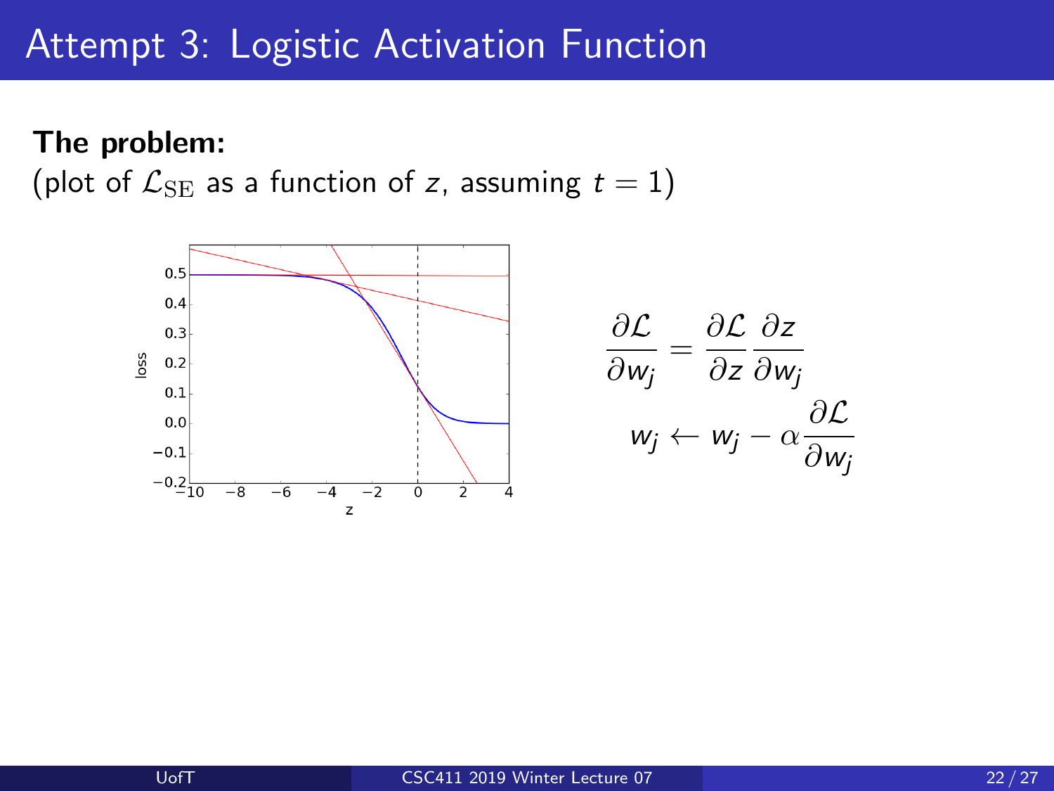# Attempt 3: Logistic Activation Function

**The problem:**

(plot of $\mathcal{L}_{\mathrm{SE}}$ as a function of $z$, assuming $t = 1$)

$$\frac{\partial \mathcal{L}}{\partial w_j} = \frac{\partial \mathcal{L}}{\partial z} \frac{\partial z}{\partial w_j}$$

$$w_j \leftarrow w_j - \alpha \frac{\partial \mathcal{L}}{\partial w_j}$$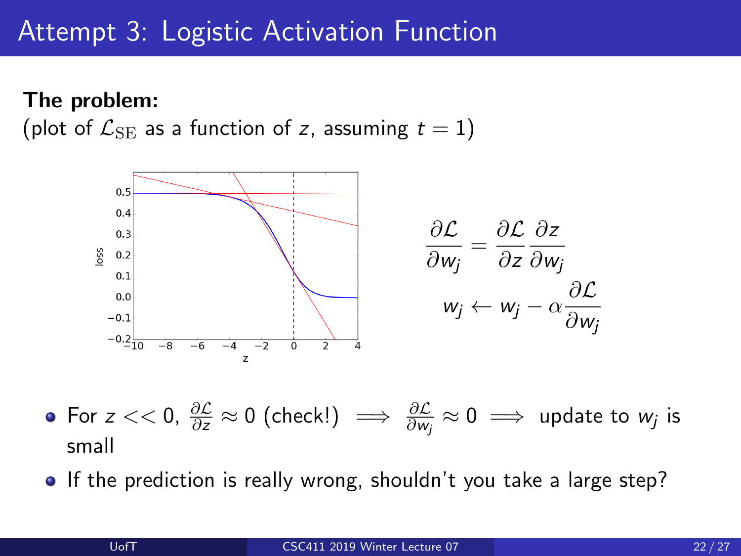# Attempt 3: Logistic Activation Function

**The problem:**

(plot of $\mathcal{L}_{\mathrm{SE}}$ as a function of $z$, assuming $t = 1$)

$$\frac{\partial \mathcal{L}}{\partial w_j} = \frac{\partial \mathcal{L}}{\partial z} \frac{\partial z}{\partial w_j}$$

$$w_j \leftarrow w_j - \alpha \frac{\partial \mathcal{L}}{\partial w_j}$$

- For $z << 0$, $\frac{\partial \mathcal{L}}{\partial z} \approx 0$ (check!) $\implies \frac{\partial \mathcal{L}}{\partial w_j} \approx 0 \implies$ update to $w_j$ is small
- If the prediction is really wrong, shouldn't you take a large step?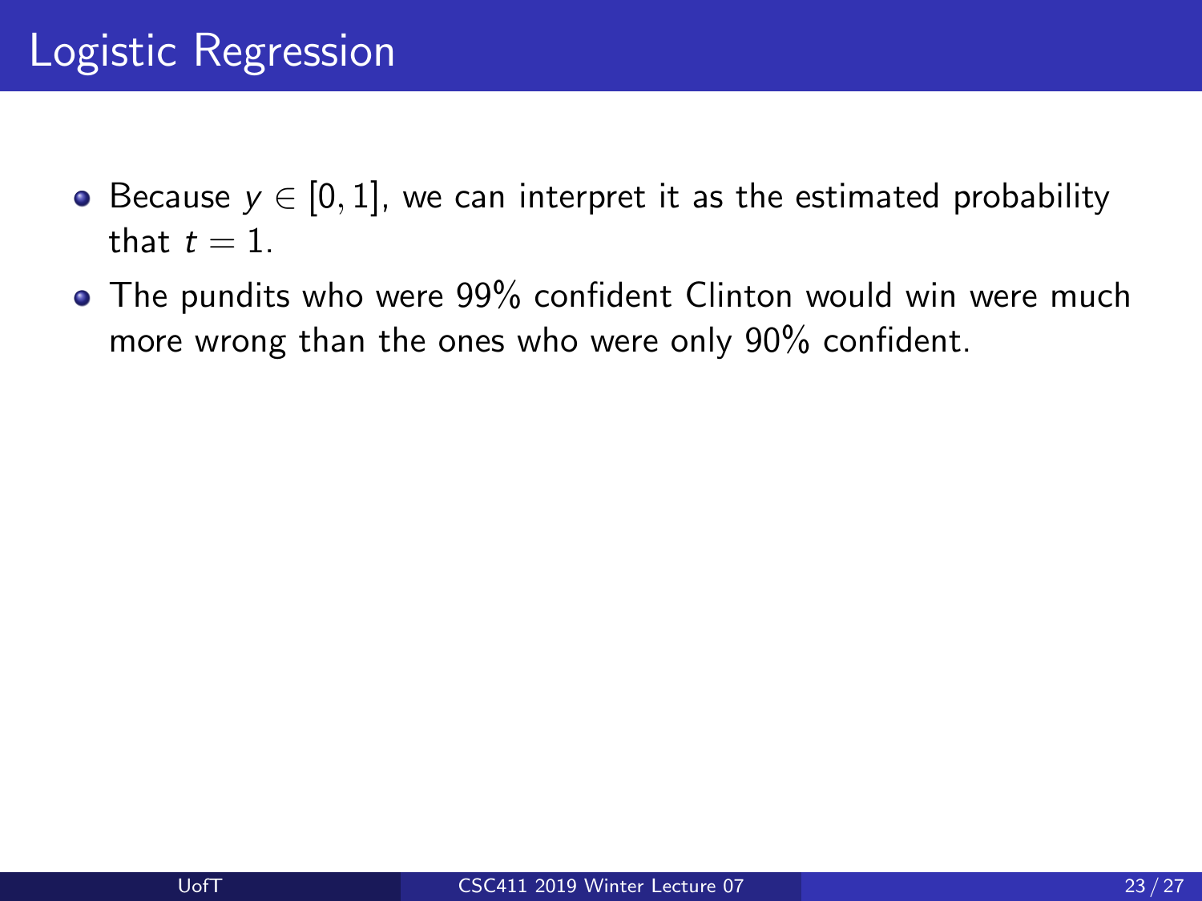# Logistic Regression

- Because $y \in [0, 1]$, we can interpret it as the estimated probability that $t = 1$.
- The pundits who were 99% confident Clinton would win were much more wrong than the ones who were only 90% confident.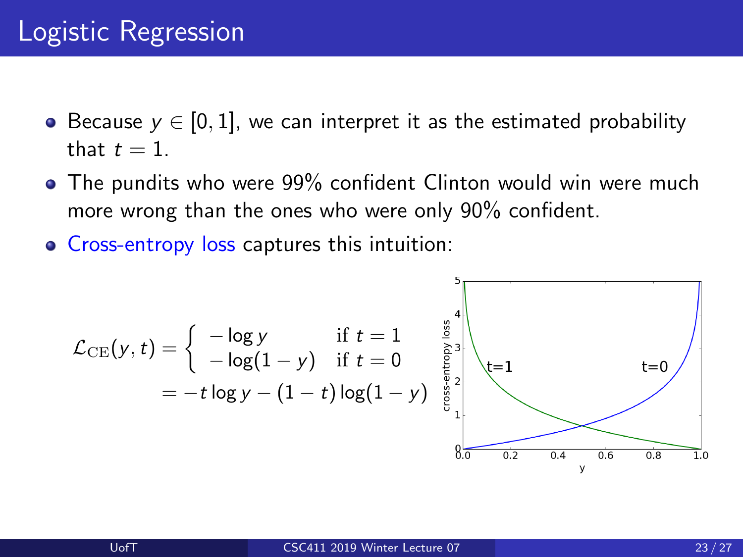# Logistic Regression

- Because $y \in [0, 1]$, we can interpret it as the estimated probability that $t = 1$.
- The pundits who were 99% confident Clinton would win were much more wrong than the ones who were only 90% confident.
- Cross-entropy loss captures this intuition:

$$
\mathcal{L}_{\mathrm{CE}}(y, t) = \begin{cases} -\log y & \text{if } t = 1 \\ -\log(1 - y) & \text{if } t = 0 \end{cases}
$$

$$
= -t \log y - (1 - t) \log(1 - y)
$$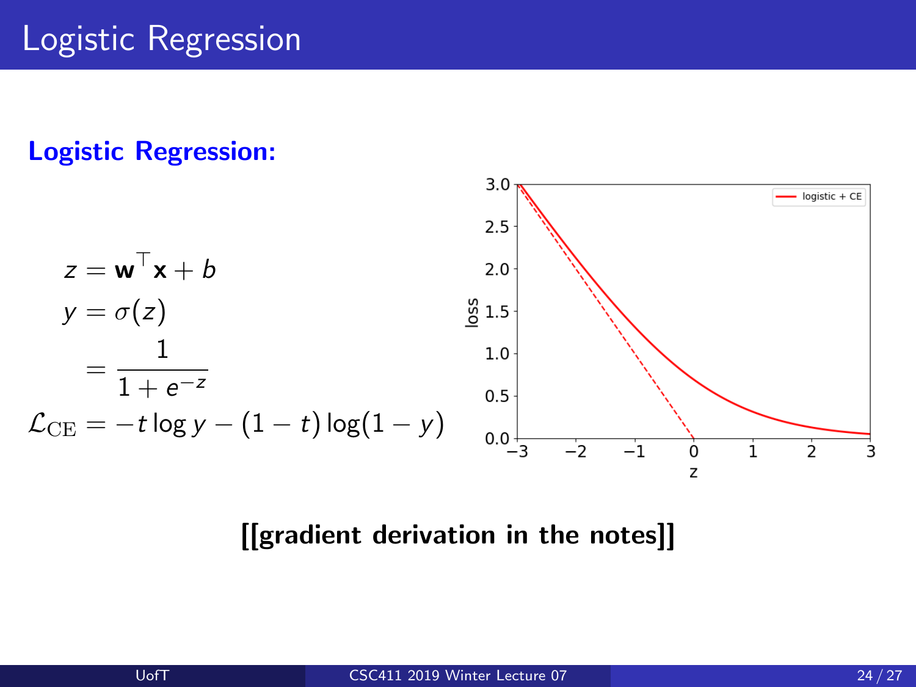# Logistic Regression

**Logistic Regression:**

$$
\begin{aligned}
z &= \mathbf{w}^\top \mathbf{x} + b \\
y &= \sigma(z) \\
&= \frac{1}{1 + e^{-z}} \\
\mathcal{L}_{\text{CE}} &= -t \log y - (1 - t) \log(1 - y)
\end{aligned}
$$

**[[gradient derivation in the notes]]**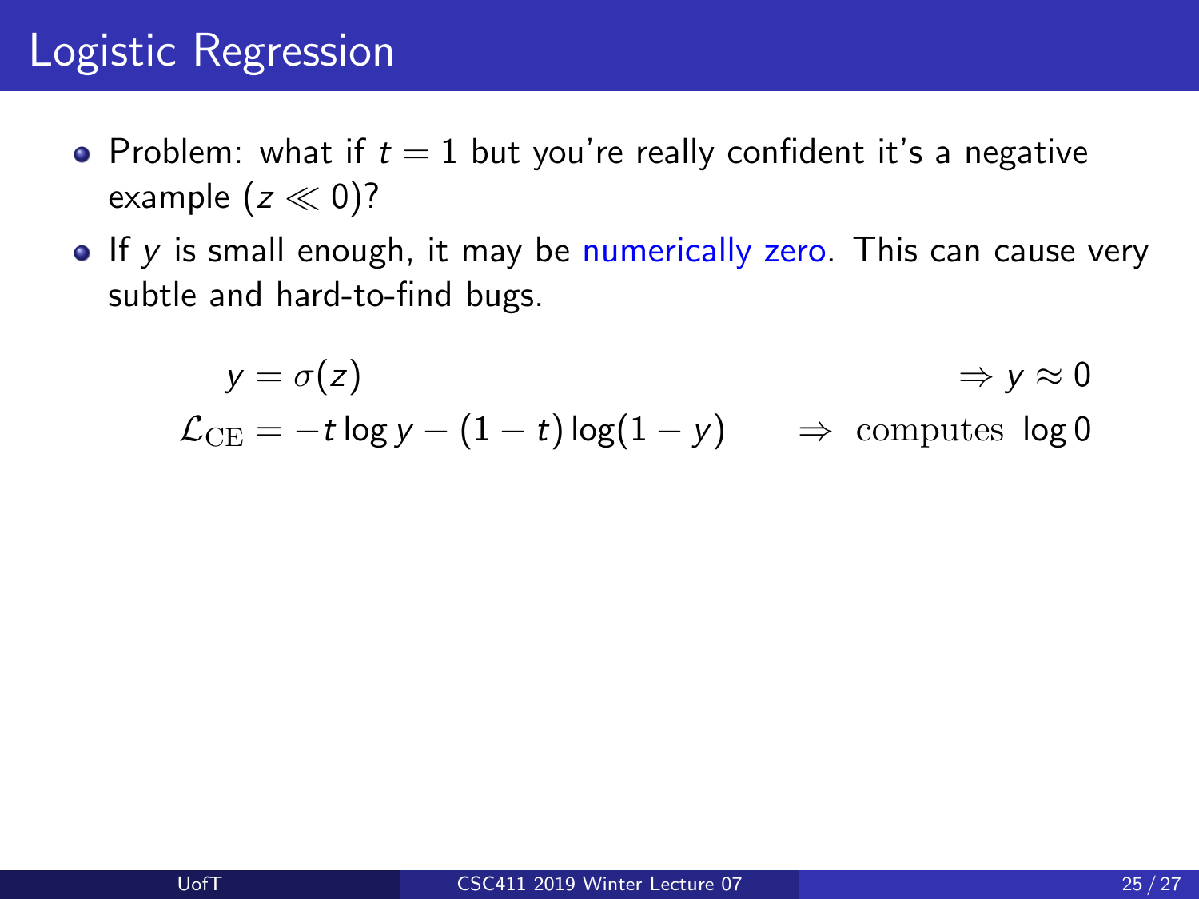# Logistic Regression

- Problem: what if $t = 1$ but you're really confident it's a negative example ($z \ll 0$)?
- If $y$ is small enough, it may be numerically zero. This can cause very subtle and hard-to-find bugs.

$$
\begin{aligned}
y &= \sigma(z) && \Rightarrow y \approx 0 \\
\mathcal{L}_{\text{CE}} &= -t \log y - (1 - t) \log(1 - y) && \Rightarrow \text{ computes } \log 0
\end{aligned}
$$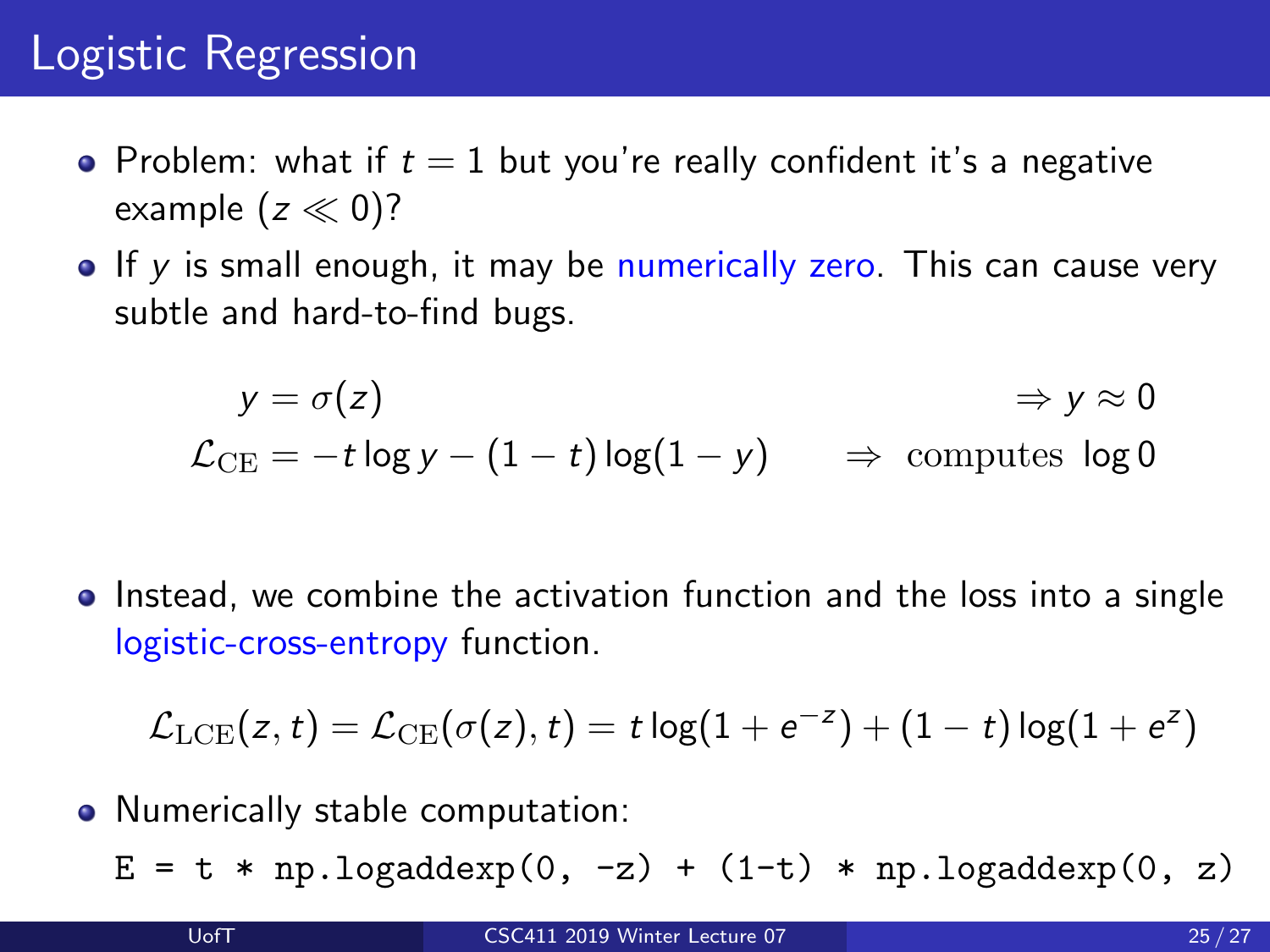# Logistic Regression

- Problem: what if $t = 1$ but you're really confident it's a negative example ($z \ll 0$)?
- If $y$ is small enough, it may be numerically zero. This can cause very subtle and hard-to-find bugs.

$$
\begin{aligned}
y &= \sigma(z) & &\Rightarrow y \approx 0 \\
\mathcal{L}_{\mathrm{CE}} &= -t \log y - (1-t)\log(1-y) & &\Rightarrow \text{ computes } \log 0
\end{aligned}
$$

- Instead, we combine the activation function and the loss into a single logistic-cross-entropy function.

$$
\mathcal{L}_{\mathrm{LCE}}(z, t) = \mathcal{L}_{\mathrm{CE}}(\sigma(z), t) = t \log(1 + e^{-z}) + (1-t)\log(1 + e^{z})
$$

- Numerically stable computation:

```
E = t * np.logaddexp(0, -z) + (1-t) * np.logaddexp(0, z)
```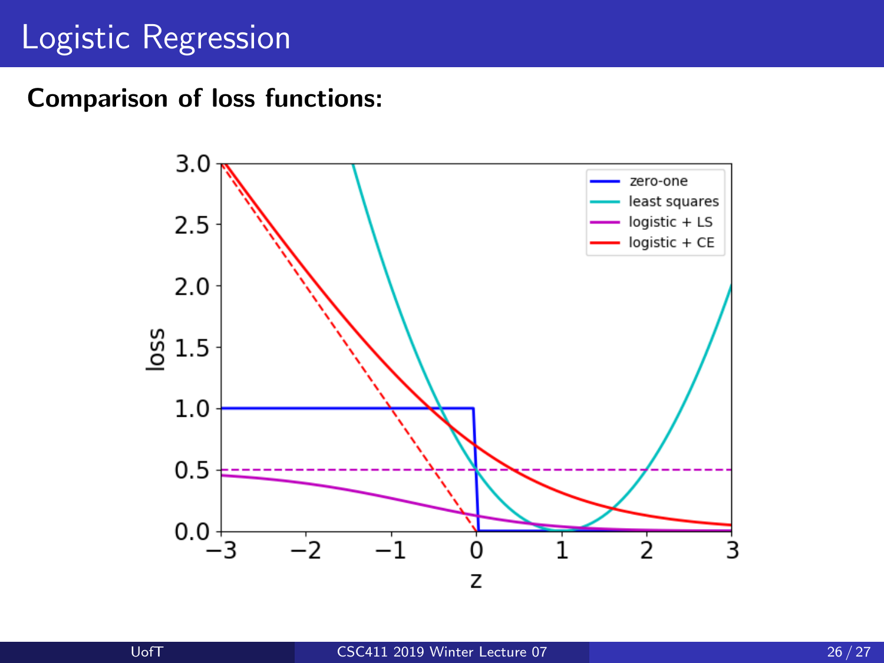# Logistic Regression

**Comparison of loss functions:**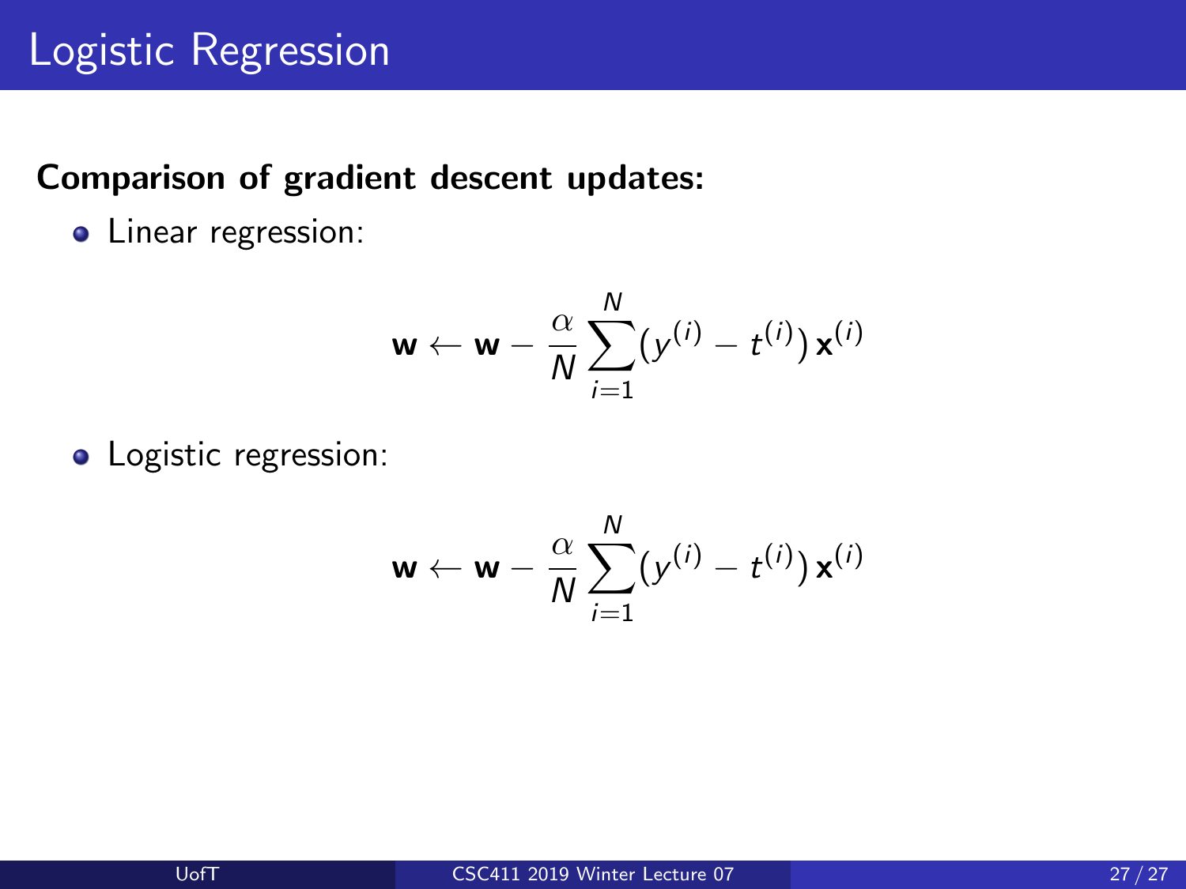# Logistic Regression

**Comparison of gradient descent updates:**

- Linear regression:

$$\mathbf{w} \leftarrow \mathbf{w} - \frac{\alpha}{N} \sum_{i=1}^{N} (y^{(i)} - t^{(i)})\, \mathbf{x}^{(i)}$$

- Logistic regression:

$$\mathbf{w} \leftarrow \mathbf{w} - \frac{\alpha}{N} \sum_{i=1}^{N} (y^{(i)} - t^{(i)})\, \mathbf{x}^{(i)}$$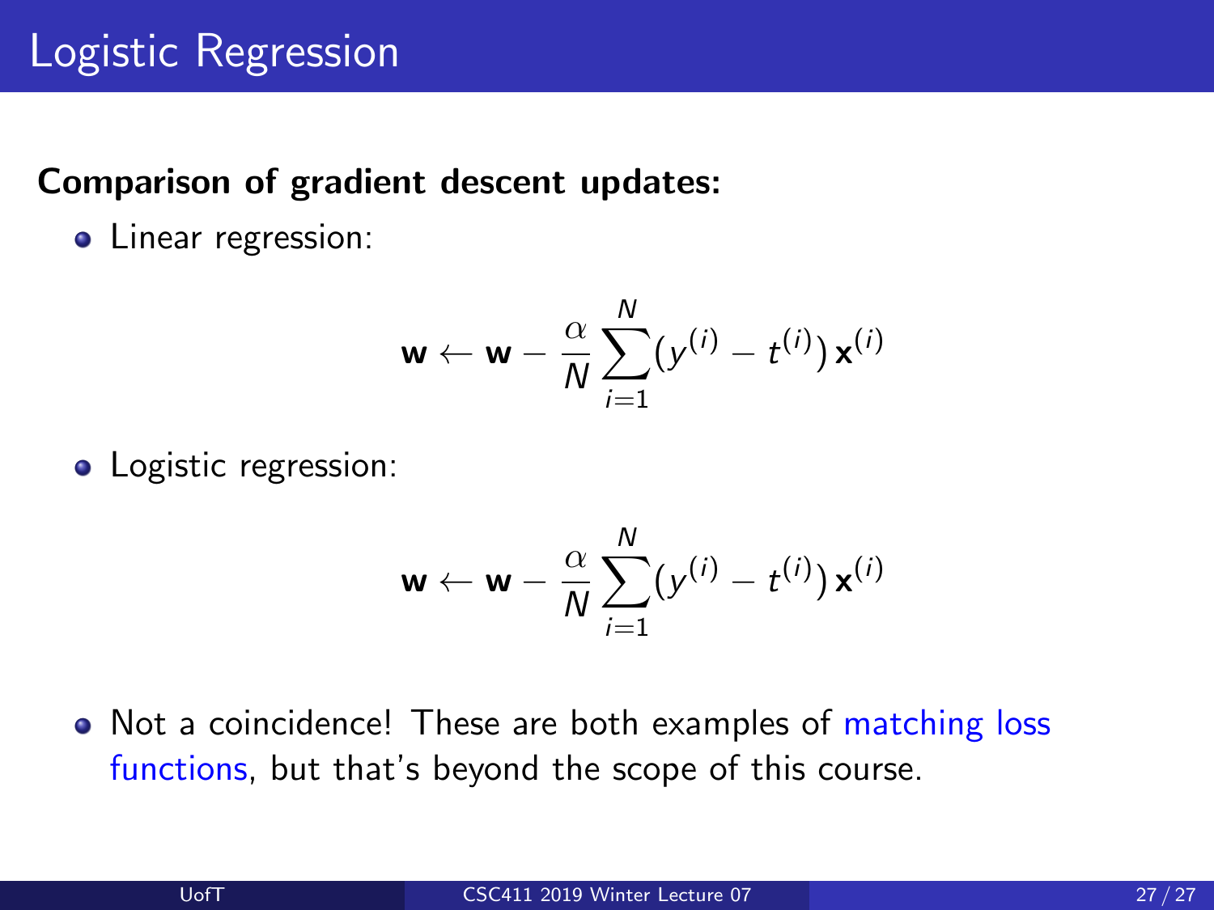# Logistic Regression

**Comparison of gradient descent updates:**

- Linear regression:

$$\mathbf{w} \leftarrow \mathbf{w} - \frac{\alpha}{N} \sum_{i=1}^{N} (y^{(i)} - t^{(i)}) \, \mathbf{x}^{(i)}$$

- Logistic regression:

$$\mathbf{w} \leftarrow \mathbf{w} - \frac{\alpha}{N} \sum_{i=1}^{N} (y^{(i)} - t^{(i)}) \, \mathbf{x}^{(i)}$$

- Not a coincidence! These are both examples of matching loss functions, but that's beyond the scope of this course.